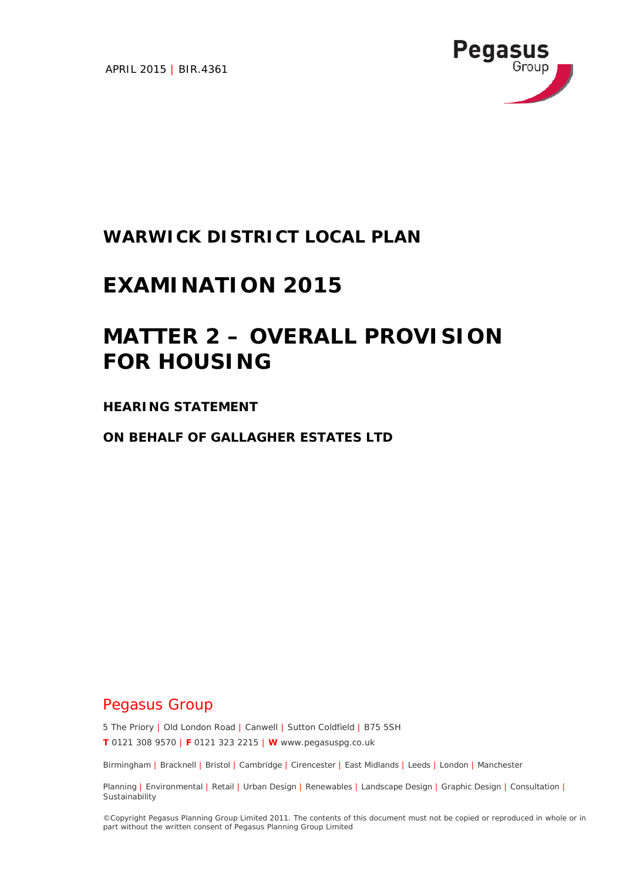APRIL 2015 | BIR.4361

Pegasus Group

# WARWICK DISTRICT LOCAL PLAN

# EXAMINATION 2015

# MATTER 2 – OVERALL PROVISION FOR HOUSING

**HEARING STATEMENT**

**ON BEHALF OF GALLAGHER ESTATES LTD**

Pegasus Group

5 The Priory | Old London Road | Canwell | Sutton Coldfield | B75 5SH

**T** 0121 308 9570 | **F** 0121 323 2215 | **W** www.pegasuspg.co.uk

Birmingham | Bracknell | Bristol | Cambridge | Cirencester | East Midlands | Leeds | London | Manchester

Planning | Environmental | Retail | Urban Design | Renewables | Landscape Design | Graphic Design | Consultation | Sustainability

©Copyright Pegasus Planning Group Limited 2011. The contents of this document must not be copied or reproduced in whole or in part without the written consent of Pegasus Planning Group Limited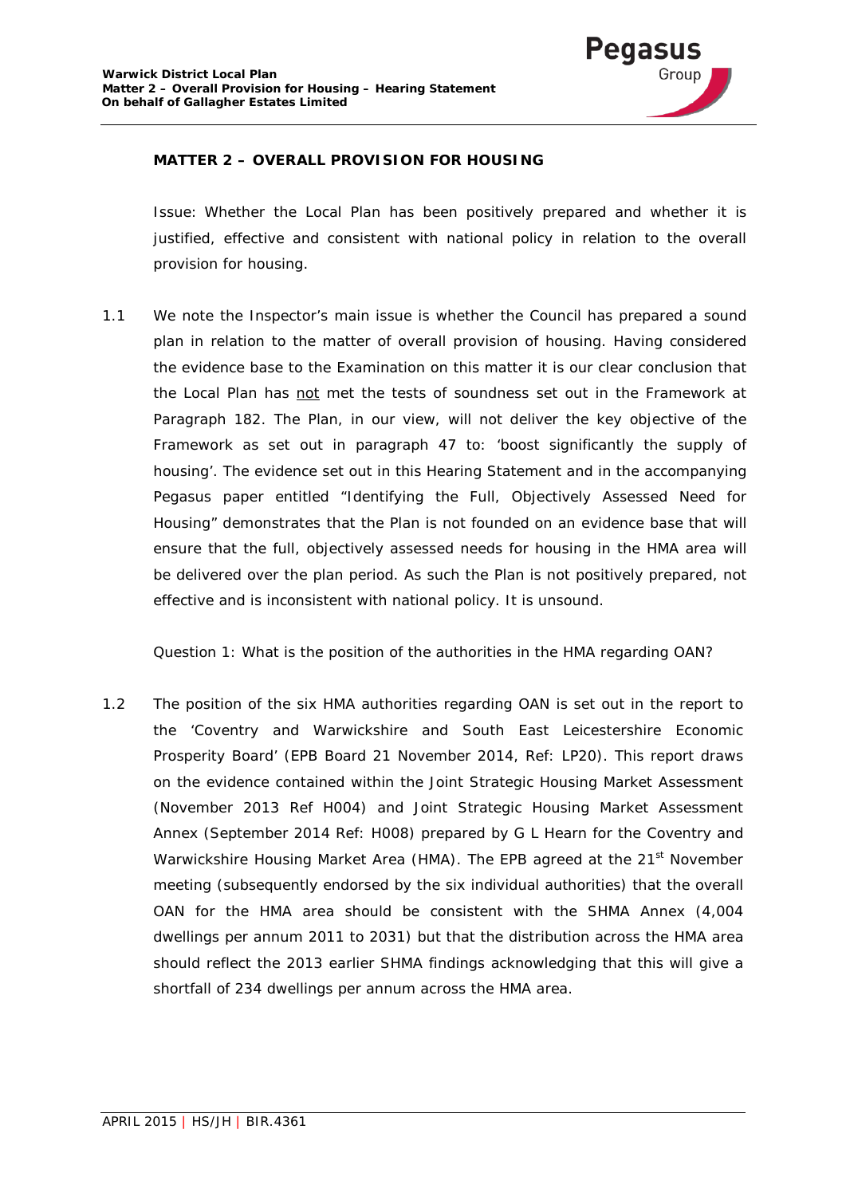**MATTER 2 – OVERALL PROVISION FOR HOUSING**

Issue: Whether the Local Plan has been positively prepared and whether it is justified, effective and consistent with national policy in relation to the overall provision for housing.

1.1 We note the Inspector's main issue is whether the Council has prepared a sound plan in relation to the matter of overall provision of housing. Having considered the evidence base to the Examination on this matter it is our clear conclusion that the Local Plan has <u>not</u> met the tests of soundness set out in the Framework at Paragraph 182. The Plan, in our view, will not deliver the key objective of the Framework as set out in paragraph 47 to: 'boost significantly the supply of housing'. The evidence set out in this Hearing Statement and in the accompanying Pegasus paper entitled "Identifying the Full, Objectively Assessed Need for Housing" demonstrates that the Plan is not founded on an evidence base that will ensure that the full, objectively assessed needs for housing in the HMA area will be delivered over the plan period. As such the Plan is not positively prepared, not effective and is inconsistent with national policy. It is unsound.

Question 1: What is the position of the authorities in the HMA regarding OAN?

1.2 The position of the six HMA authorities regarding OAN is set out in the report to the 'Coventry and Warwickshire and South East Leicestershire Economic Prosperity Board' (EPB Board 21 November 2014, Ref: LP20). This report draws on the evidence contained within the Joint Strategic Housing Market Assessment (November 2013 Ref H004) and Joint Strategic Housing Market Assessment Annex (September 2014 Ref: H008) prepared by G L Hearn for the Coventry and Warwickshire Housing Market Area (HMA). The EPB agreed at the 21st November meeting (subsequently endorsed by the six individual authorities) that the overall OAN for the HMA area should be consistent with the SHMA Annex (4,004 dwellings per annum 2011 to 2031) but that the distribution across the HMA area should reflect the 2013 earlier SHMA findings acknowledging that this will give a shortfall of 234 dwellings per annum across the HMA area.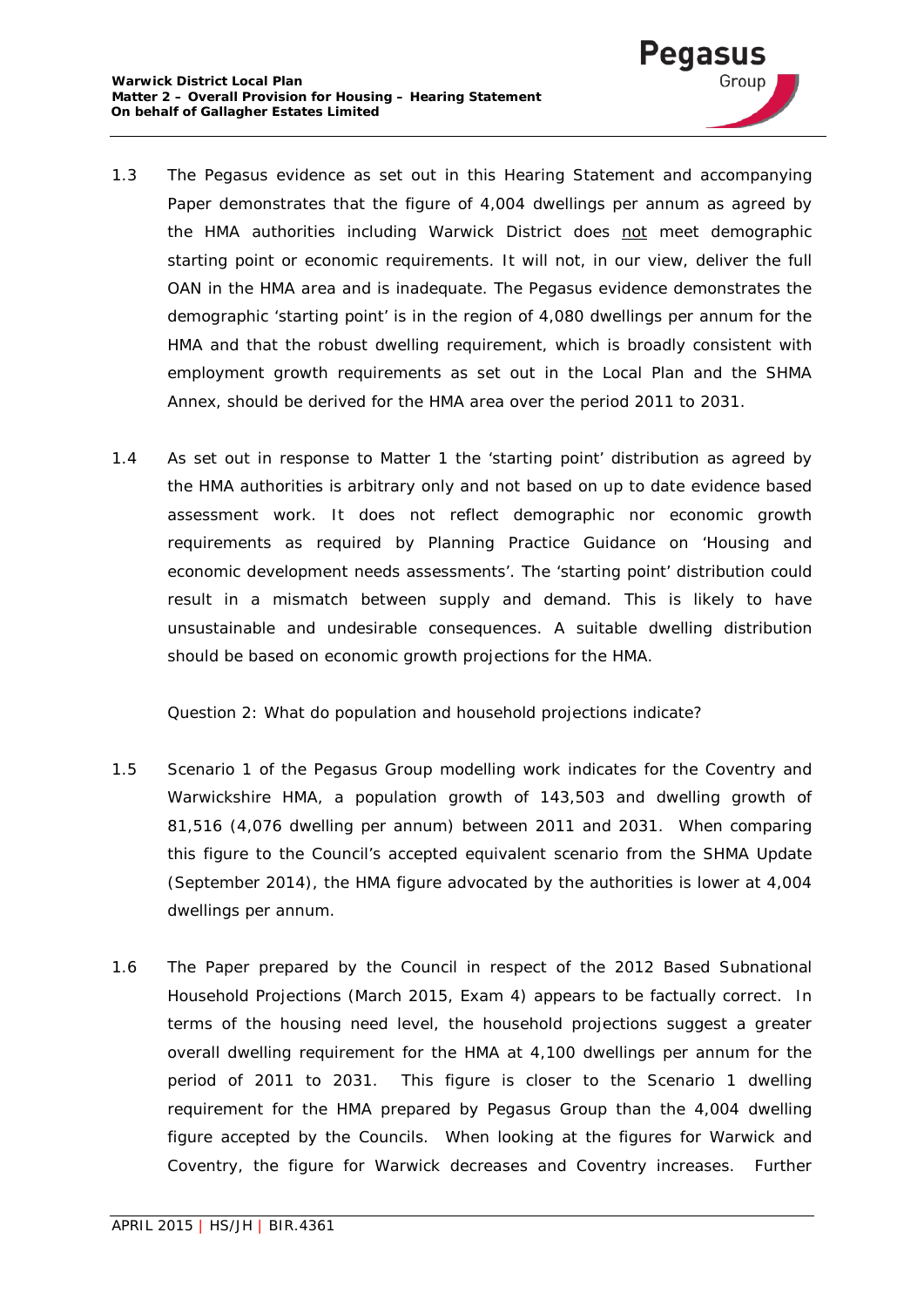1.3 The Pegasus evidence as set out in this Hearing Statement and accompanying Paper demonstrates that the figure of 4,004 dwellings per annum as agreed by the HMA authorities including Warwick District does not meet demographic starting point or economic requirements. It will not, in our view, deliver the full OAN in the HMA area and is inadequate. The Pegasus evidence demonstrates the demographic 'starting point' is in the region of 4,080 dwellings per annum for the HMA and that the robust dwelling requirement, which is broadly consistent with employment growth requirements as set out in the Local Plan and the SHMA Annex, should be derived for the HMA area over the period 2011 to 2031.

1.4 As set out in response to Matter 1 the 'starting point' distribution as agreed by the HMA authorities is arbitrary only and not based on up to date evidence based assessment work. It does not reflect demographic nor economic growth requirements as required by Planning Practice Guidance on 'Housing and economic development needs assessments'. The 'starting point' distribution could result in a mismatch between supply and demand. This is likely to have unsustainable and undesirable consequences. A suitable dwelling distribution should be based on economic growth projections for the HMA.

Question 2: What do population and household projections indicate?

1.5 Scenario 1 of the Pegasus Group modelling work indicates for the Coventry and Warwickshire HMA, a population growth of 143,503 and dwelling growth of 81,516 (4,076 dwelling per annum) between 2011 and 2031. When comparing this figure to the Council's accepted equivalent scenario from the SHMA Update (September 2014), the HMA figure advocated by the authorities is lower at 4,004 dwellings per annum.

1.6 The Paper prepared by the Council in respect of the 2012 Based Subnational Household Projections (March 2015, Exam 4) appears to be factually correct. In terms of the housing need level, the household projections suggest a greater overall dwelling requirement for the HMA at 4,100 dwellings per annum for the period of 2011 to 2031. This figure is closer to the Scenario 1 dwelling requirement for the HMA prepared by Pegasus Group than the 4,004 dwelling figure accepted by the Councils. When looking at the figures for Warwick and Coventry, the figure for Warwick decreases and Coventry increases. Further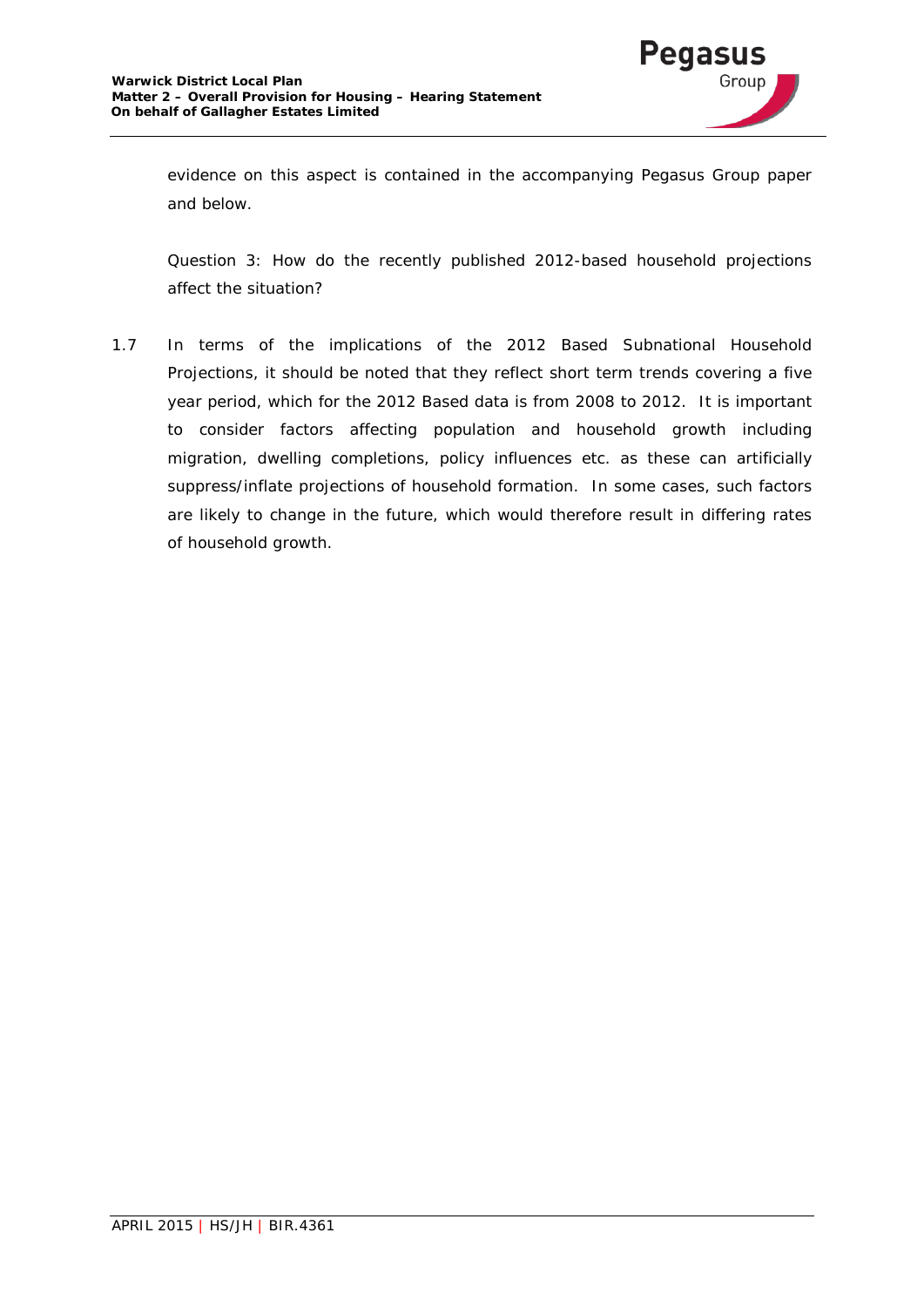evidence on this aspect is contained in the accompanying Pegasus Group paper and below.

*Question 3: How do the recently published 2012-based household projections affect the situation?*

1.7 In terms of the implications of the 2012 Based Subnational Household Projections, it should be noted that they reflect short term trends covering a five year period, which for the 2012 Based data is from 2008 to 2012. It is important to consider factors affecting population and household growth including migration, dwelling completions, policy influences etc. as these can artificially suppress/inflate projections of household formation. In some cases, such factors are likely to change in the future, which would therefore result in differing rates of household growth.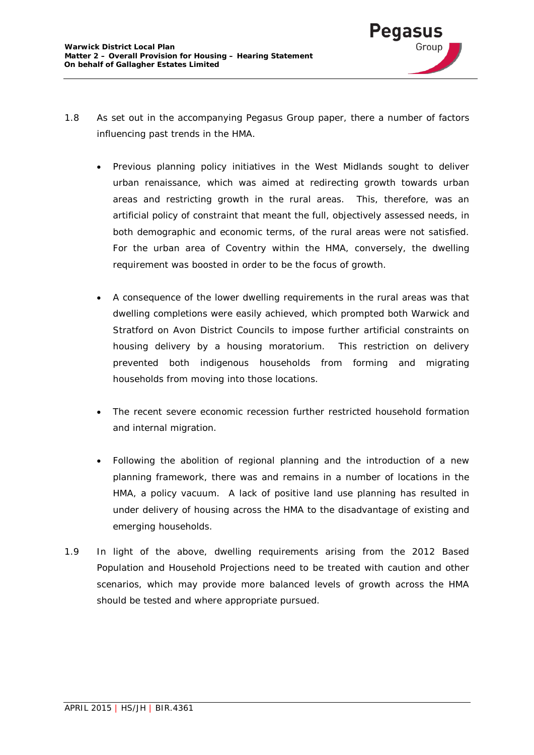1.8 As set out in the accompanying Pegasus Group paper, there a number of factors influencing past trends in the HMA.

- Previous planning policy initiatives in the West Midlands sought to deliver urban renaissance, which was aimed at redirecting growth towards urban areas and restricting growth in the rural areas. This, therefore, was an artificial policy of constraint that meant the full, objectively assessed needs, in both demographic and economic terms, of the rural areas were not satisfied. For the urban area of Coventry within the HMA, conversely, the dwelling requirement was boosted in order to be the focus of growth.

- A consequence of the lower dwelling requirements in the rural areas was that dwelling completions were easily achieved, which prompted both Warwick and Stratford on Avon District Councils to impose further artificial constraints on housing delivery by a housing moratorium. This restriction on delivery prevented both indigenous households from forming and migrating households from moving into those locations.

- The recent severe economic recession further restricted household formation and internal migration.

- Following the abolition of regional planning and the introduction of a new planning framework, there was and remains in a number of locations in the HMA, a policy vacuum. A lack of positive land use planning has resulted in under delivery of housing across the HMA to the disadvantage of existing and emerging households.

1.9 In light of the above, dwelling requirements arising from the 2012 Based Population and Household Projections need to be treated with caution and other scenarios, which may provide more balanced levels of growth across the HMA should be tested and where appropriate pursued.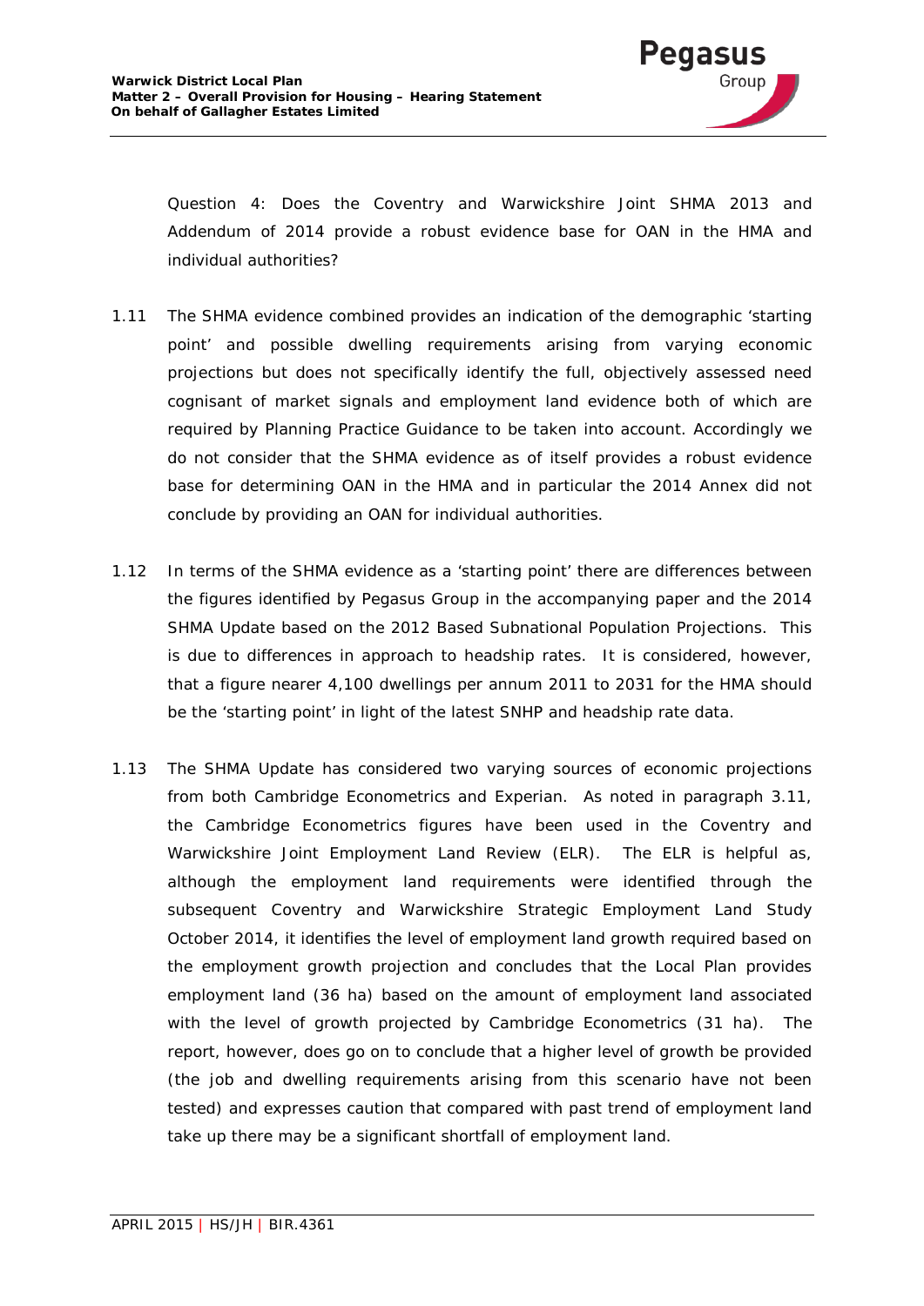Question 4: Does the Coventry and Warwickshire Joint SHMA 2013 and Addendum of 2014 provide a robust evidence base for OAN in the HMA and individual authorities?

1.11 The SHMA evidence combined provides an indication of the demographic 'starting point' and possible dwelling requirements arising from varying economic projections but does not specifically identify the full, objectively assessed need cognisant of market signals and employment land evidence both of which are required by Planning Practice Guidance to be taken into account. Accordingly we do not consider that the SHMA evidence as of itself provides a robust evidence base for determining OAN in the HMA and in particular the 2014 Annex did not conclude by providing an OAN for individual authorities.

1.12 In terms of the SHMA evidence as a 'starting point' there are differences between the figures identified by Pegasus Group in the accompanying paper and the 2014 SHMA Update based on the 2012 Based Subnational Population Projections. This is due to differences in approach to headship rates. It is considered, however, that a figure nearer 4,100 dwellings per annum 2011 to 2031 for the HMA should be the 'starting point' in light of the latest SNHP and headship rate data.

1.13 The SHMA Update has considered two varying sources of economic projections from both Cambridge Econometrics and Experian. As noted in paragraph 3.11, the Cambridge Econometrics figures have been used in the Coventry and Warwickshire Joint Employment Land Review (ELR). The ELR is helpful as, although the employment land requirements were identified through the subsequent Coventry and Warwickshire Strategic Employment Land Study October 2014, it identifies the level of employment land growth required based on the employment growth projection and concludes that the Local Plan provides employment land (36 ha) based on the amount of employment land associated with the level of growth projected by Cambridge Econometrics (31 ha). The report, however, does go on to conclude that a higher level of growth be provided (the job and dwelling requirements arising from this scenario have not been tested) and expresses caution that compared with past trend of employment land take up there may be a significant shortfall of employment land.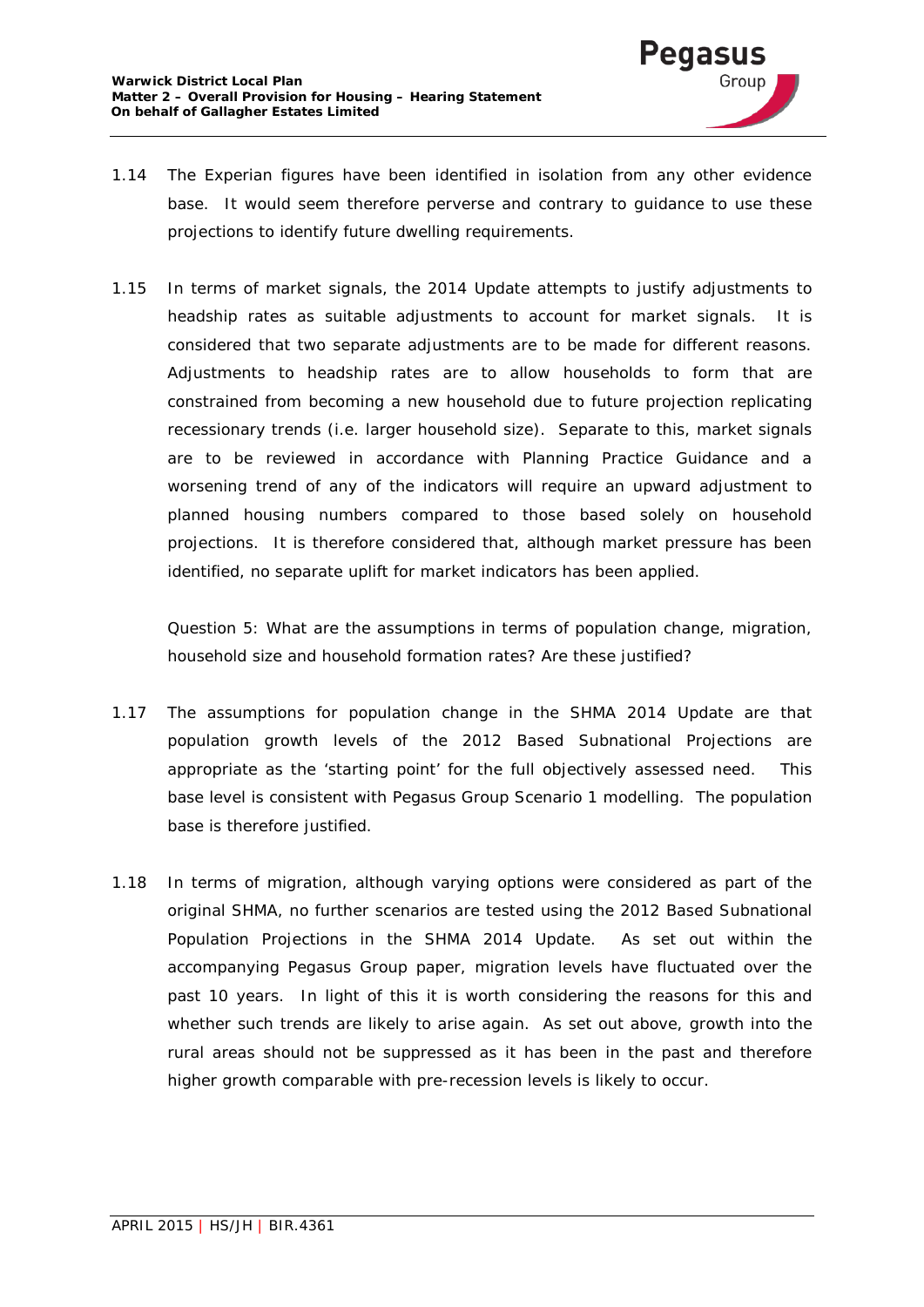1.14 The Experian figures have been identified in isolation from any other evidence base. It would seem therefore perverse and contrary to guidance to use these projections to identify future dwelling requirements.

1.15 In terms of market signals, the 2014 Update attempts to justify adjustments to headship rates as suitable adjustments to account for market signals. It is considered that two separate adjustments are to be made for different reasons. Adjustments to headship rates are to allow households to form that are constrained from becoming a new household due to future projection replicating recessionary trends (i.e. larger household size). Separate to this, market signals are to be reviewed in accordance with Planning Practice Guidance and a worsening trend of any of the indicators will require an upward adjustment to planned housing numbers compared to those based solely on household projections. It is therefore considered that, although market pressure has been identified, no separate uplift for market indicators has been applied.

*Question 5: What are the assumptions in terms of population change, migration, household size and household formation rates? Are these justified?*

1.17 The assumptions for population change in the SHMA 2014 Update are that population growth levels of the 2012 Based Subnational Projections are appropriate as the 'starting point' for the full objectively assessed need. This base level is consistent with Pegasus Group Scenario 1 modelling. The population base is therefore justified.

1.18 In terms of migration, although varying options were considered as part of the original SHMA, no further scenarios are tested using the 2012 Based Subnational Population Projections in the SHMA 2014 Update. As set out within the accompanying Pegasus Group paper, migration levels have fluctuated over the past 10 years. In light of this it is worth considering the reasons for this and whether such trends are likely to arise again. As set out above, growth into the rural areas should not be suppressed as it has been in the past and therefore higher growth comparable with pre-recession levels is likely to occur.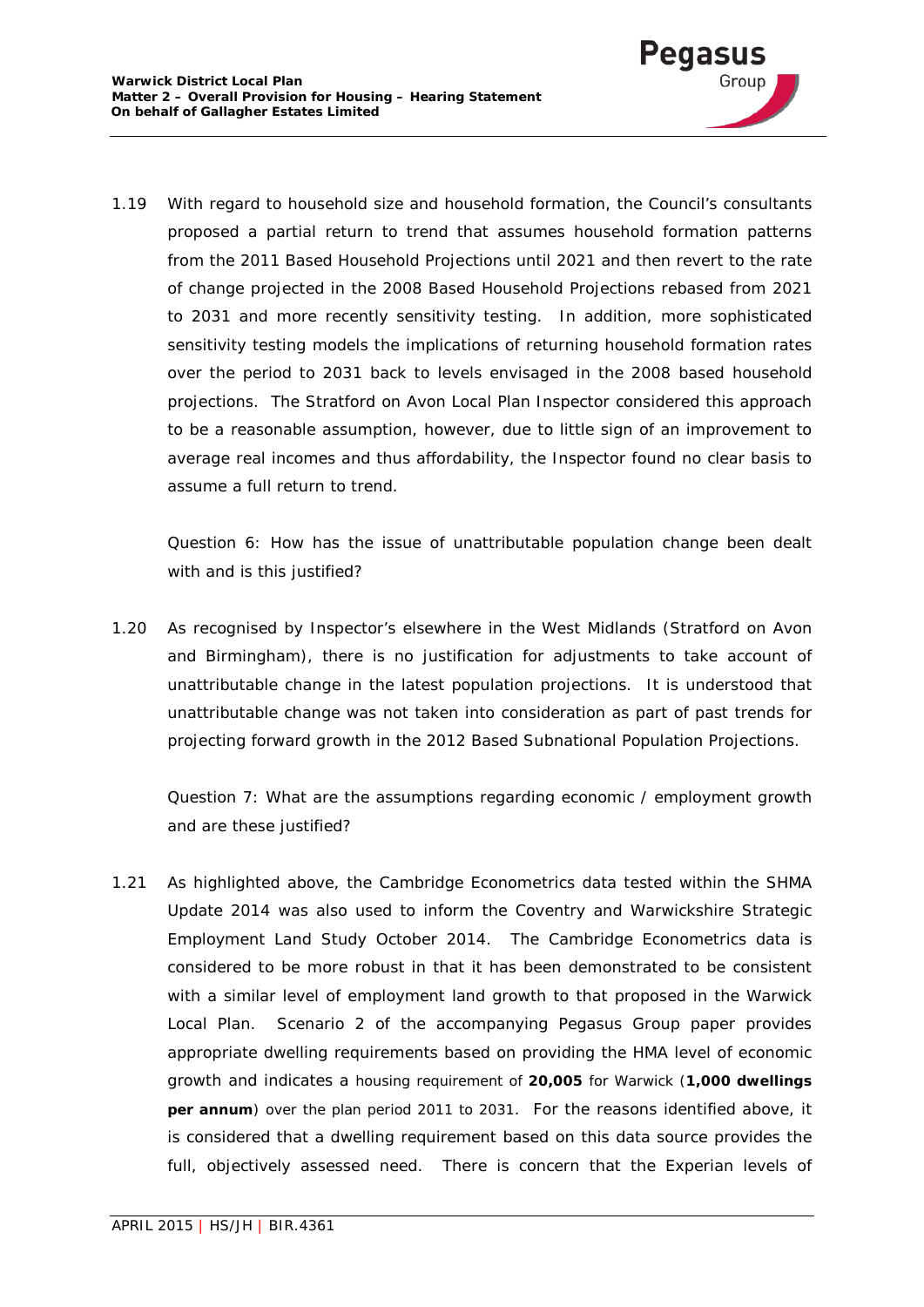1.19 With regard to household size and household formation, the Council's consultants proposed a partial return to trend that assumes household formation patterns from the 2011 Based Household Projections until 2021 and then revert to the rate of change projected in the 2008 Based Household Projections rebased from 2021 to 2031 and more recently sensitivity testing. In addition, more sophisticated sensitivity testing models the implications of returning household formation rates over the period to 2031 back to levels envisaged in the 2008 based household projections. The Stratford on Avon Local Plan Inspector considered this approach to be a reasonable assumption, however, due to little sign of an improvement to average real incomes and thus affordability, the Inspector found no clear basis to assume a full return to trend.

*Question 6: How has the issue of unattributable population change been dealt with and is this justified?*

1.20 As recognised by Inspector's elsewhere in the West Midlands (Stratford on Avon and Birmingham), there is no justification for adjustments to take account of unattributable change in the latest population projections. It is understood that unattributable change was not taken into consideration as part of past trends for projecting forward growth in the 2012 Based Subnational Population Projections.

*Question 7: What are the assumptions regarding economic / employment growth and are these justified?*

1.21 As highlighted above, the Cambridge Econometrics data tested within the SHMA Update 2014 was also used to inform the Coventry and Warwickshire Strategic Employment Land Study October 2014. The Cambridge Econometrics data is considered to be more robust in that it has been demonstrated to be consistent with a similar level of employment land growth to that proposed in the Warwick Local Plan. Scenario 2 of the accompanying Pegasus Group paper provides appropriate dwelling requirements based on providing the HMA level of economic growth and indicates a housing requirement of **20,005** for Warwick (**1,000 dwellings per annum**) over the plan period 2011 to 2031. For the reasons identified above, it is considered that a dwelling requirement based on this data source provides the full, objectively assessed need. There is concern that the Experian levels of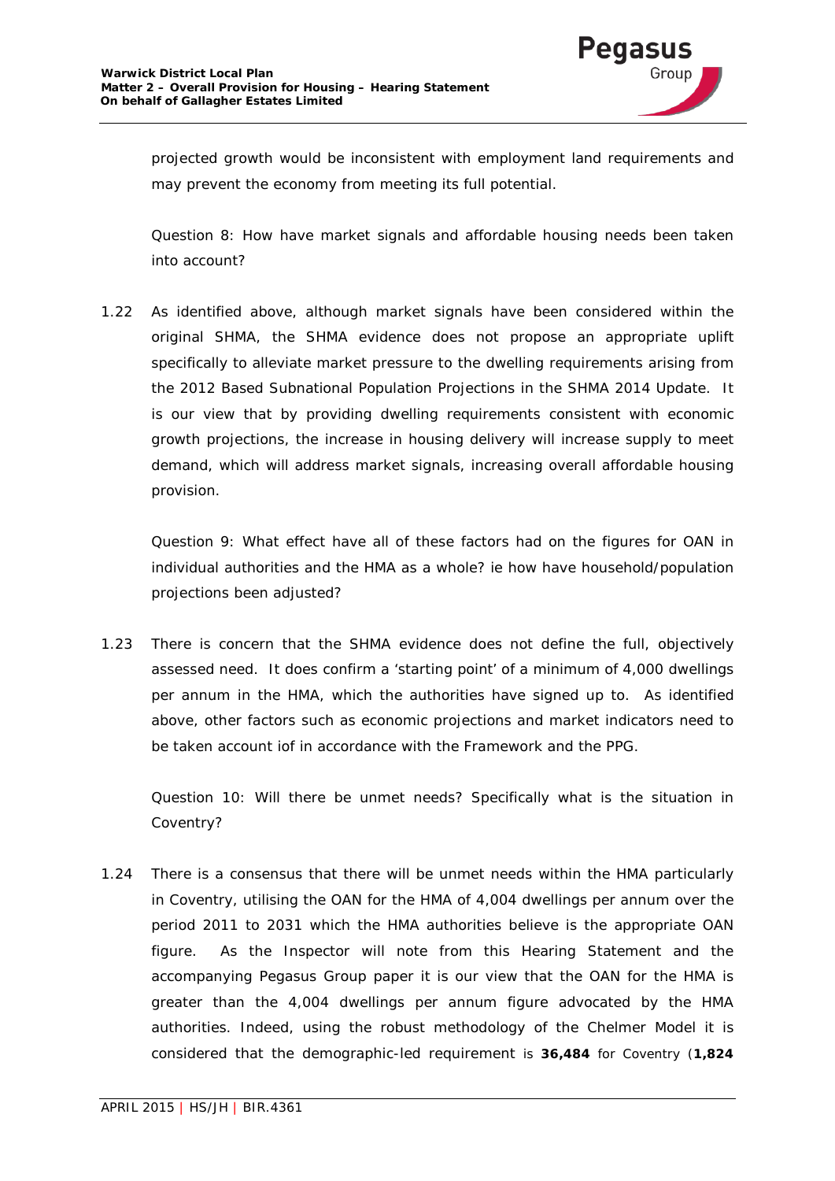projected growth would be inconsistent with employment land requirements and may prevent the economy from meeting its full potential.

*Question 8: How have market signals and affordable housing needs been taken into account?*

1.22 As identified above, although market signals have been considered within the original SHMA, the SHMA evidence does not propose an appropriate uplift specifically to alleviate market pressure to the dwelling requirements arising from the 2012 Based Subnational Population Projections in the SHMA 2014 Update. It is our view that by providing dwelling requirements consistent with economic growth projections, the increase in housing delivery will increase supply to meet demand, which will address market signals, increasing overall affordable housing provision.

*Question 9: What effect have all of these factors had on the figures for OAN in individual authorities and the HMA as a whole? ie how have household/population projections been adjusted?*

1.23 There is concern that the SHMA evidence does not define the full, objectively assessed need. It does confirm a 'starting point' of a minimum of 4,000 dwellings per annum in the HMA, which the authorities have signed up to. As identified above, other factors such as economic projections and market indicators need to be taken account iof in accordance with the Framework and the PPG.

*Question 10: Will there be unmet needs? Specifically what is the situation in Coventry?*

1.24 There is a consensus that there will be unmet needs within the HMA particularly in Coventry, utilising the OAN for the HMA of 4,004 dwellings per annum over the period 2011 to 2031 which the HMA authorities believe is the appropriate OAN figure. As the Inspector will note from this Hearing Statement and the accompanying Pegasus Group paper it is our view that the OAN for the HMA is greater than the 4,004 dwellings per annum figure advocated by the HMA authorities. Indeed, using the robust methodology of the Chelmer Model it is considered that the demographic-led requirement is **36,484** for Coventry (**1,824**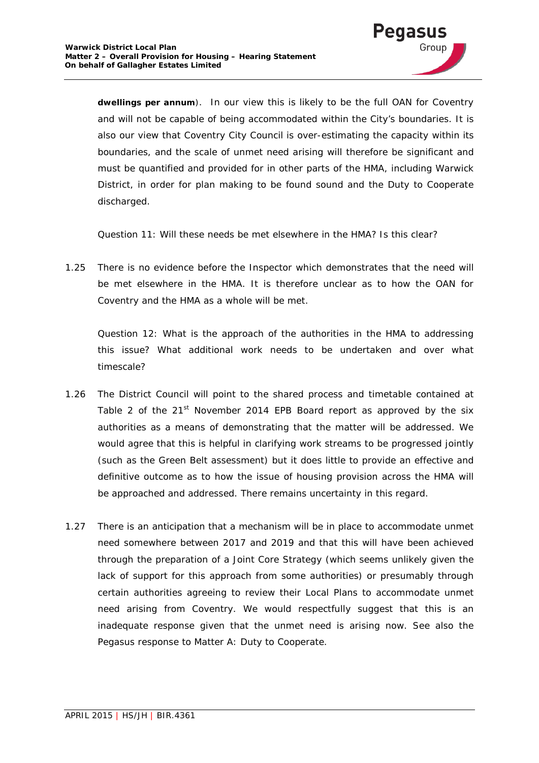**dwellings per annum**). In our view this is likely to be the full OAN for Coventry and will not be capable of being accommodated within the City's boundaries. It is also our view that Coventry City Council is over-estimating the capacity within its boundaries, and the scale of unmet need arising will therefore be significant and must be quantified and provided for in other parts of the HMA, including Warwick District, in order for plan making to be found sound and the Duty to Cooperate discharged.

*Question 11: Will these needs be met elsewhere in the HMA? Is this clear?*

1.25 There is no evidence before the Inspector which demonstrates that the need will be met elsewhere in the HMA. It is therefore unclear as to how the OAN for Coventry and the HMA as a whole will be met.

*Question 12: What is the approach of the authorities in the HMA to addressing this issue? What additional work needs to be undertaken and over what timescale?*

1.26 The District Council will point to the shared process and timetable contained at Table 2 of the 21st November 2014 EPB Board report as approved by the six authorities as a means of demonstrating that the matter will be addressed. We would agree that this is helpful in clarifying work streams to be progressed jointly (such as the Green Belt assessment) but it does little to provide an effective and definitive outcome as to how the issue of housing provision across the HMA will be approached and addressed. There remains uncertainty in this regard.

1.27 There is an anticipation that a mechanism will be in place to accommodate unmet need somewhere between 2017 and 2019 and that this will have been achieved through the preparation of a Joint Core Strategy (which seems unlikely given the lack of support for this approach from some authorities) or presumably through certain authorities agreeing to review their Local Plans to accommodate unmet need arising from Coventry. We would respectfully suggest that this is an inadequate response given that the unmet need is arising now. See also the Pegasus response to Matter A: Duty to Cooperate.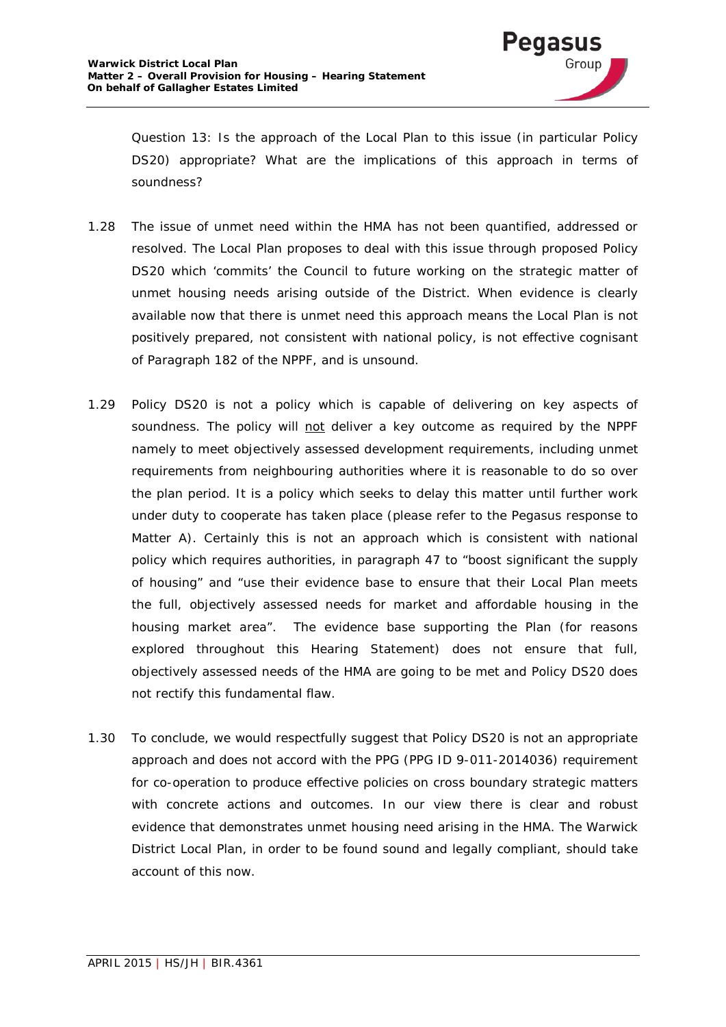Question 13: Is the approach of the Local Plan to this issue (in particular Policy DS20) appropriate? What are the implications of this approach in terms of soundness?

1.28 The issue of unmet need within the HMA has not been quantified, addressed or resolved. The Local Plan proposes to deal with this issue through proposed Policy DS20 which 'commits' the Council to future working on the strategic matter of unmet housing needs arising outside of the District. When evidence is clearly available now that there is unmet need this approach means the Local Plan is not positively prepared, not consistent with national policy, is not effective cognisant of Paragraph 182 of the NPPF, and is unsound.

1.29 Policy DS20 is not a policy which is capable of delivering on key aspects of soundness. The policy will not deliver a key outcome as required by the NPPF namely to meet objectively assessed development requirements, including unmet requirements from neighbouring authorities where it is reasonable to do so over the plan period. It is a policy which seeks to delay this matter until further work under duty to cooperate has taken place (please refer to the Pegasus response to Matter A). Certainly this is not an approach which is consistent with national policy which requires authorities, in paragraph 47 to "boost significant the supply of housing" and "use their evidence base to ensure that their Local Plan meets the full, objectively assessed needs for market and affordable housing in the housing market area". The evidence base supporting the Plan (for reasons explored throughout this Hearing Statement) does not ensure that full, objectively assessed needs of the HMA are going to be met and Policy DS20 does not rectify this fundamental flaw.

1.30 To conclude, we would respectfully suggest that Policy DS20 is not an appropriate approach and does not accord with the PPG (PPG ID 9-011-2014036) requirement for co-operation to produce effective policies on cross boundary strategic matters with concrete actions and outcomes. In our view there is clear and robust evidence that demonstrates unmet housing need arising in the HMA. The Warwick District Local Plan, in order to be found sound and legally compliant, should take account of this now.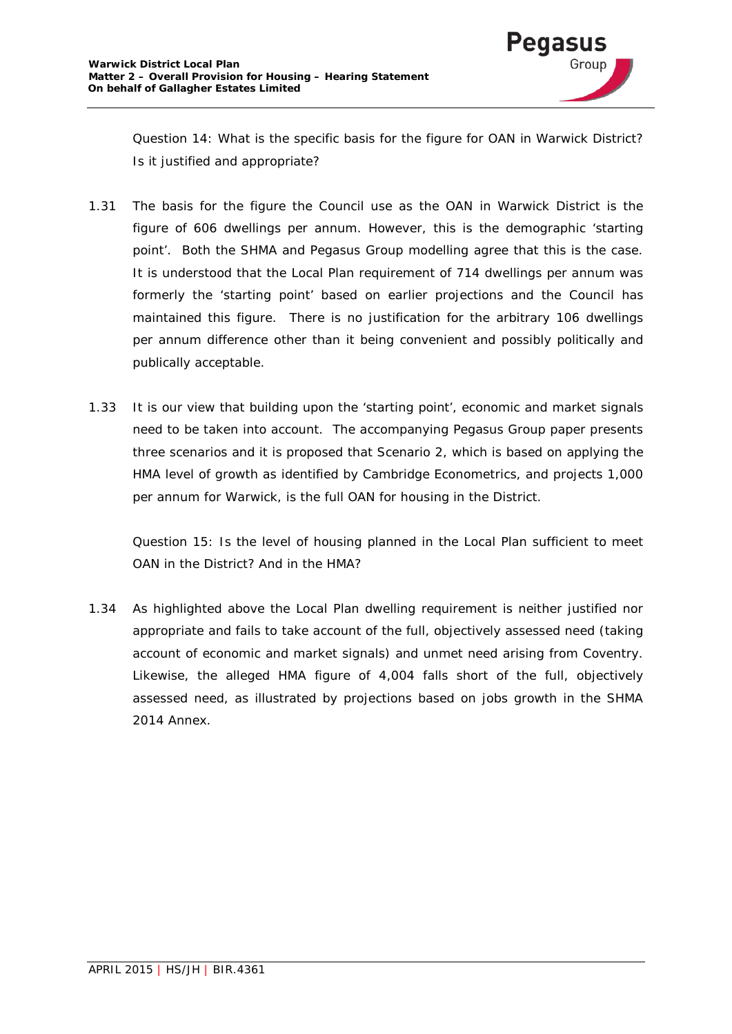Question 14: What is the specific basis for the figure for OAN in Warwick District? Is it justified and appropriate?

1.31 The basis for the figure the Council use as the OAN in Warwick District is the figure of 606 dwellings per annum. However, this is the demographic 'starting point'. Both the SHMA and Pegasus Group modelling agree that this is the case. It is understood that the Local Plan requirement of 714 dwellings per annum was formerly the 'starting point' based on earlier projections and the Council has maintained this figure. There is no justification for the arbitrary 106 dwellings per annum difference other than it being convenient and possibly politically and publically acceptable.

1.33 It is our view that building upon the 'starting point', economic and market signals need to be taken into account. The accompanying Pegasus Group paper presents three scenarios and it is proposed that Scenario 2, which is based on applying the HMA level of growth as identified by Cambridge Econometrics, and projects 1,000 per annum for Warwick, is the full OAN for housing in the District.

Question 15: Is the level of housing planned in the Local Plan sufficient to meet OAN in the District? And in the HMA?

1.34 As highlighted above the Local Plan dwelling requirement is neither justified nor appropriate and fails to take account of the full, objectively assessed need (taking account of economic and market signals) and unmet need arising from Coventry. Likewise, the alleged HMA figure of 4,004 falls short of the full, objectively assessed need, as illustrated by projections based on jobs growth in the SHMA 2014 Annex.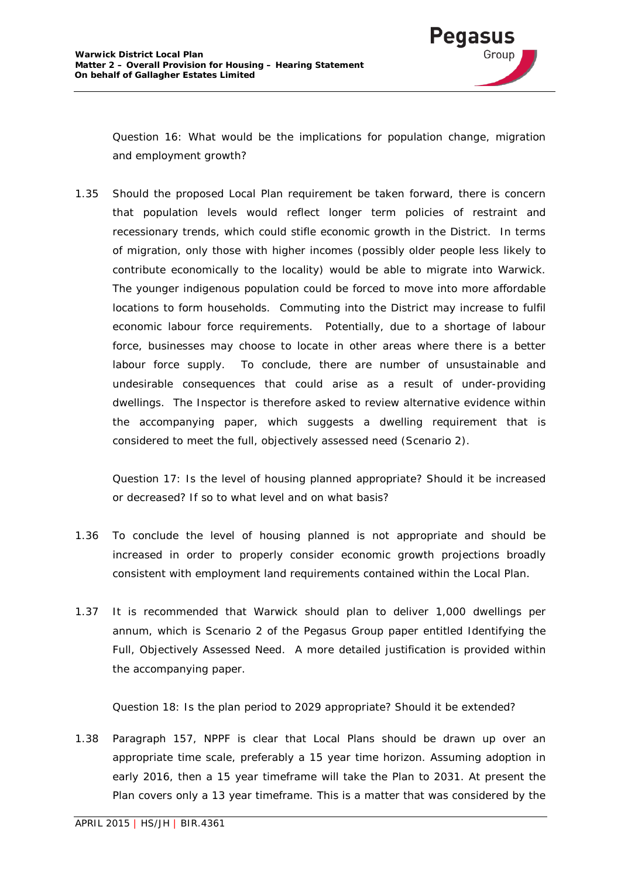*Question 16: What would be the implications for population change, migration and employment growth?*

1.35 Should the proposed Local Plan requirement be taken forward, there is concern that population levels would reflect longer term policies of restraint and recessionary trends, which could stifle economic growth in the District. In terms of migration, only those with higher incomes (possibly older people less likely to contribute economically to the locality) would be able to migrate into Warwick. The younger indigenous population could be forced to move into more affordable locations to form households. Commuting into the District may increase to fulfil economic labour force requirements. Potentially, due to a shortage of labour force, businesses may choose to locate in other areas where there is a better labour force supply. To conclude, there are number of unsustainable and undesirable consequences that could arise as a result of under-providing dwellings. The Inspector is therefore asked to review alternative evidence within the accompanying paper, which suggests a dwelling requirement that is considered to meet the full, objectively assessed need (Scenario 2).

*Question 17: Is the level of housing planned appropriate? Should it be increased or decreased? If so to what level and on what basis?*

1.36 To conclude the level of housing planned is not appropriate and should be increased in order to properly consider economic growth projections broadly consistent with employment land requirements contained within the Local Plan.

1.37 It is recommended that Warwick should plan to deliver 1,000 dwellings per annum, which is Scenario 2 of the Pegasus Group paper entitled Identifying the Full, Objectively Assessed Need. A more detailed justification is provided within the accompanying paper.

*Question 18: Is the plan period to 2029 appropriate? Should it be extended?*

1.38 Paragraph 157, NPPF is clear that Local Plans should be drawn up over an appropriate time scale, preferably a 15 year time horizon. Assuming adoption in early 2016, then a 15 year timeframe will take the Plan to 2031. At present the Plan covers only a 13 year timeframe. This is a matter that was considered by the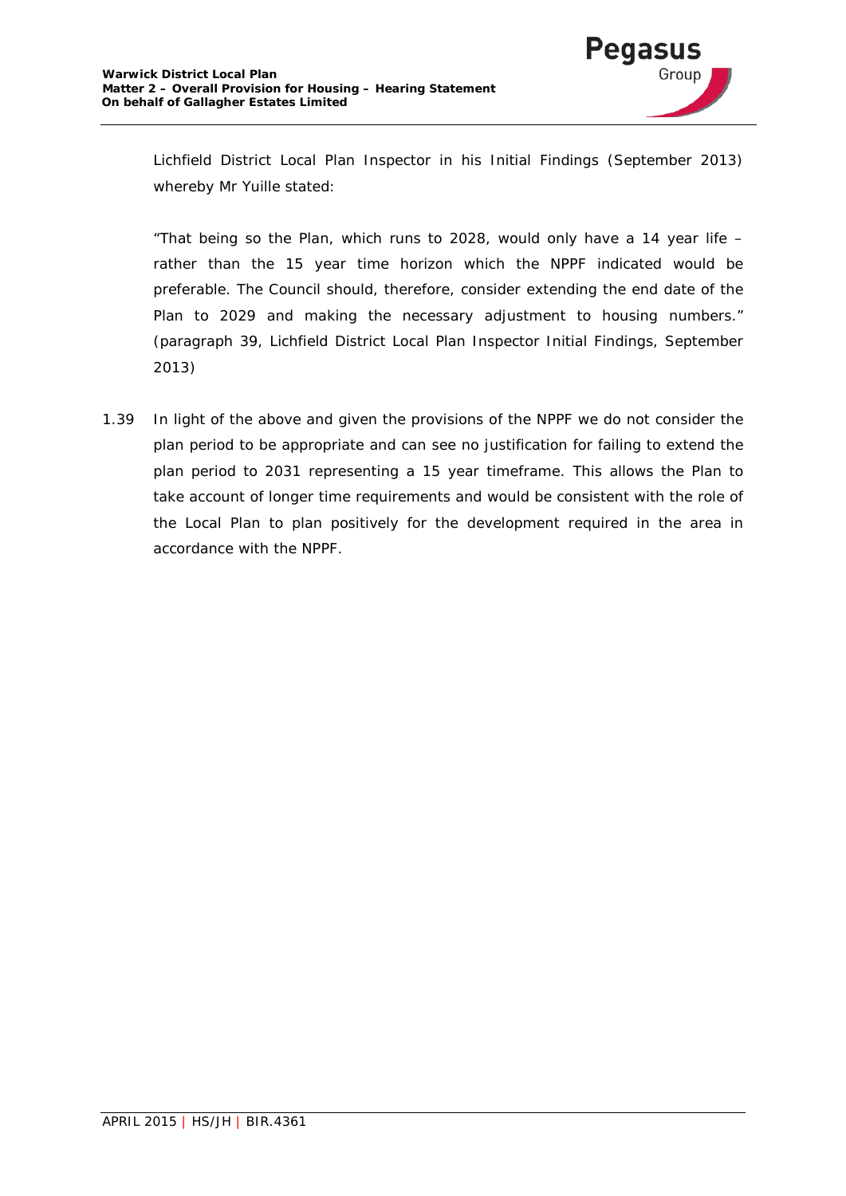Lichfield District Local Plan Inspector in his Initial Findings (September 2013) whereby Mr Yuille stated:

"That being so the Plan, which runs to 2028, would only have a 14 year life – rather than the 15 year time horizon which the NPPF indicated would be preferable. The Council should, therefore, consider extending the end date of the Plan to 2029 and making the necessary adjustment to housing numbers." (paragraph 39, Lichfield District Local Plan Inspector Initial Findings, September 2013)

1.39 In light of the above and given the provisions of the NPPF we do not consider the plan period to be appropriate and can see no justification for failing to extend the plan period to 2031 representing a 15 year timeframe. This allows the Plan to take account of longer time requirements and would be consistent with the role of the Local Plan to plan positively for the development required in the area in accordance with the NPPF.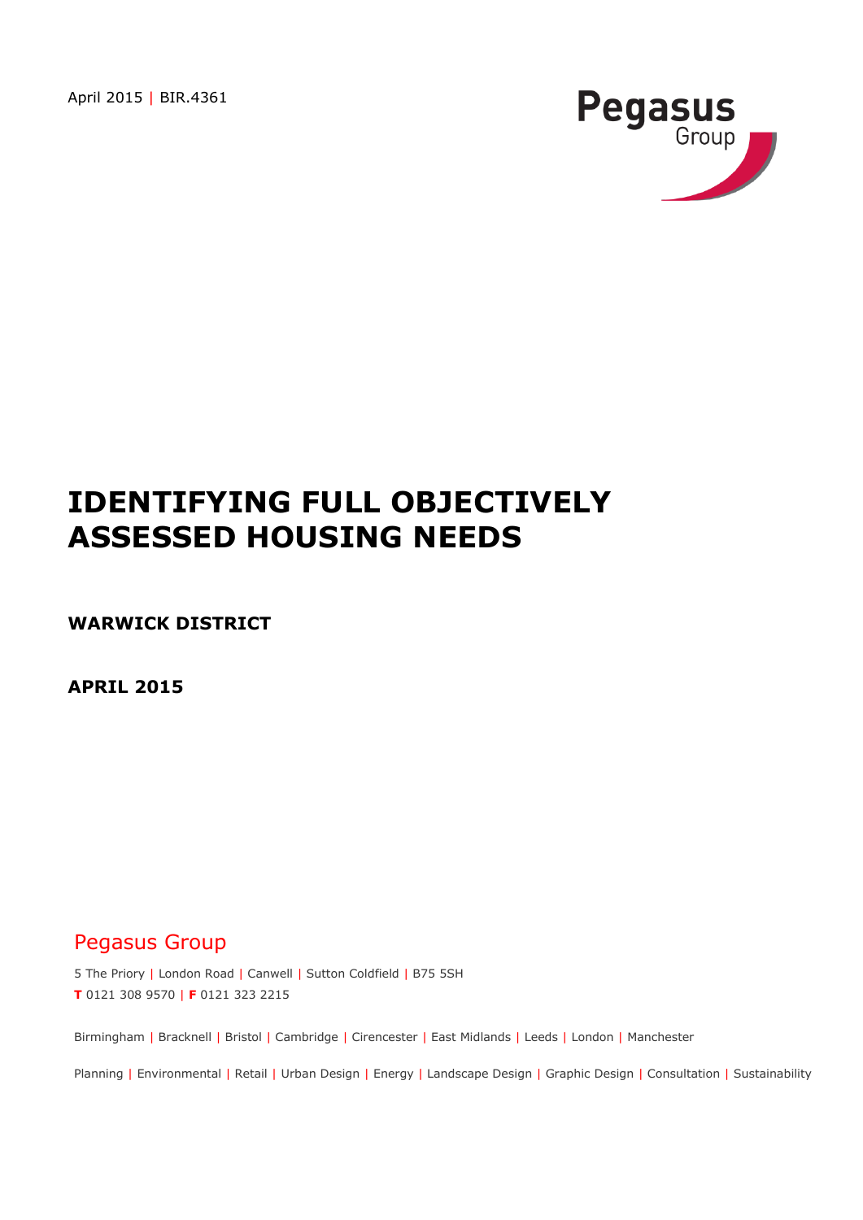April 2015 | BIR.4361

# IDENTIFYING FULL OBJECTIVELY ASSESSED HOUSING NEEDS

**WARWICK DISTRICT**

**APRIL 2015**

Pegasus Group

5 The Priory | London Road | Canwell | Sutton Coldfield | B75 5SH
**T** 0121 308 9570 | **F** 0121 323 2215

Birmingham | Bracknell | Bristol | Cambridge | Cirencester | East Midlands | Leeds | London | Manchester

Planning | Environmental | Retail | Urban Design | Energy | Landscape Design | Graphic Design | Consultation | Sustainability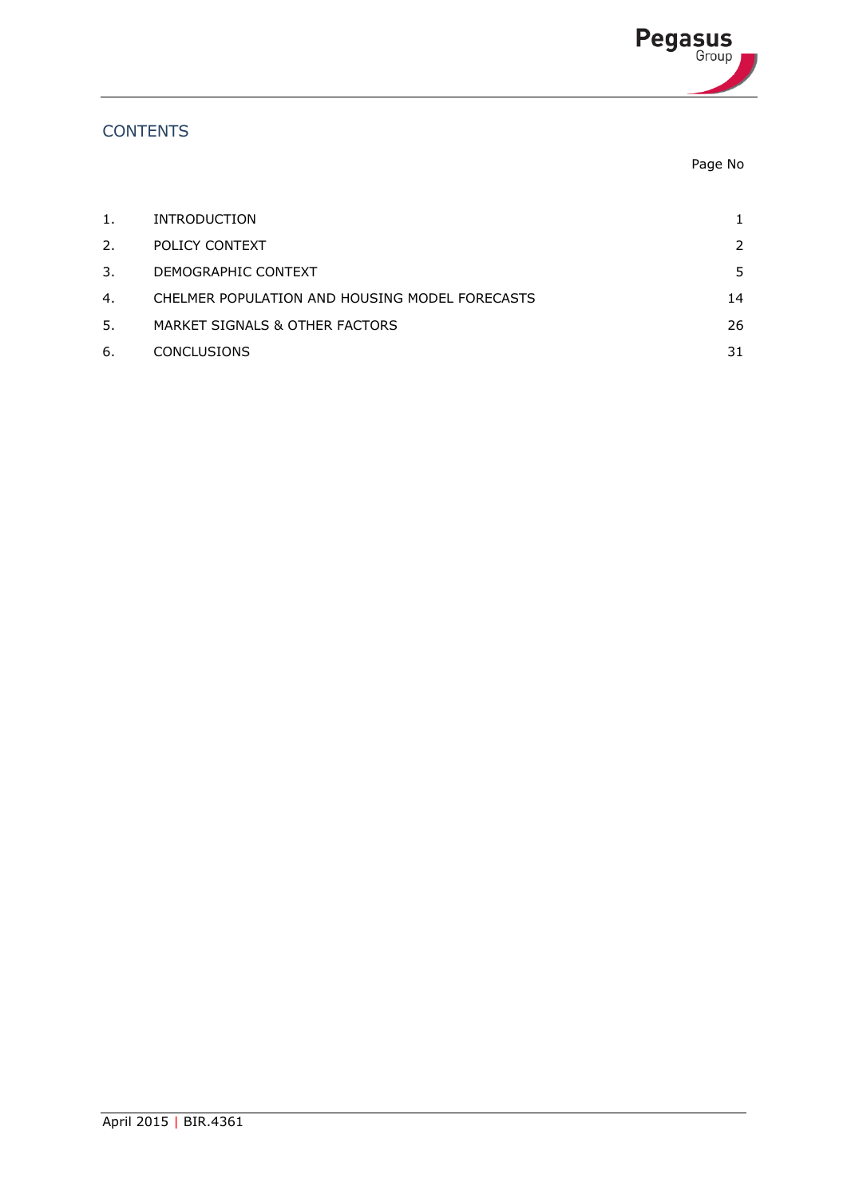## CONTENTS

| | | Page No |
|---|---|---|
| 1. | INTRODUCTION | 1 |
| 2. | POLICY CONTEXT | 2 |
| 3. | DEMOGRAPHIC CONTEXT | 5 |
| 4. | CHELMER POPULATION AND HOUSING MODEL FORECASTS | 14 |
| 5. | MARKET SIGNALS & OTHER FACTORS | 26 |
| 6. | CONCLUSIONS | 31 |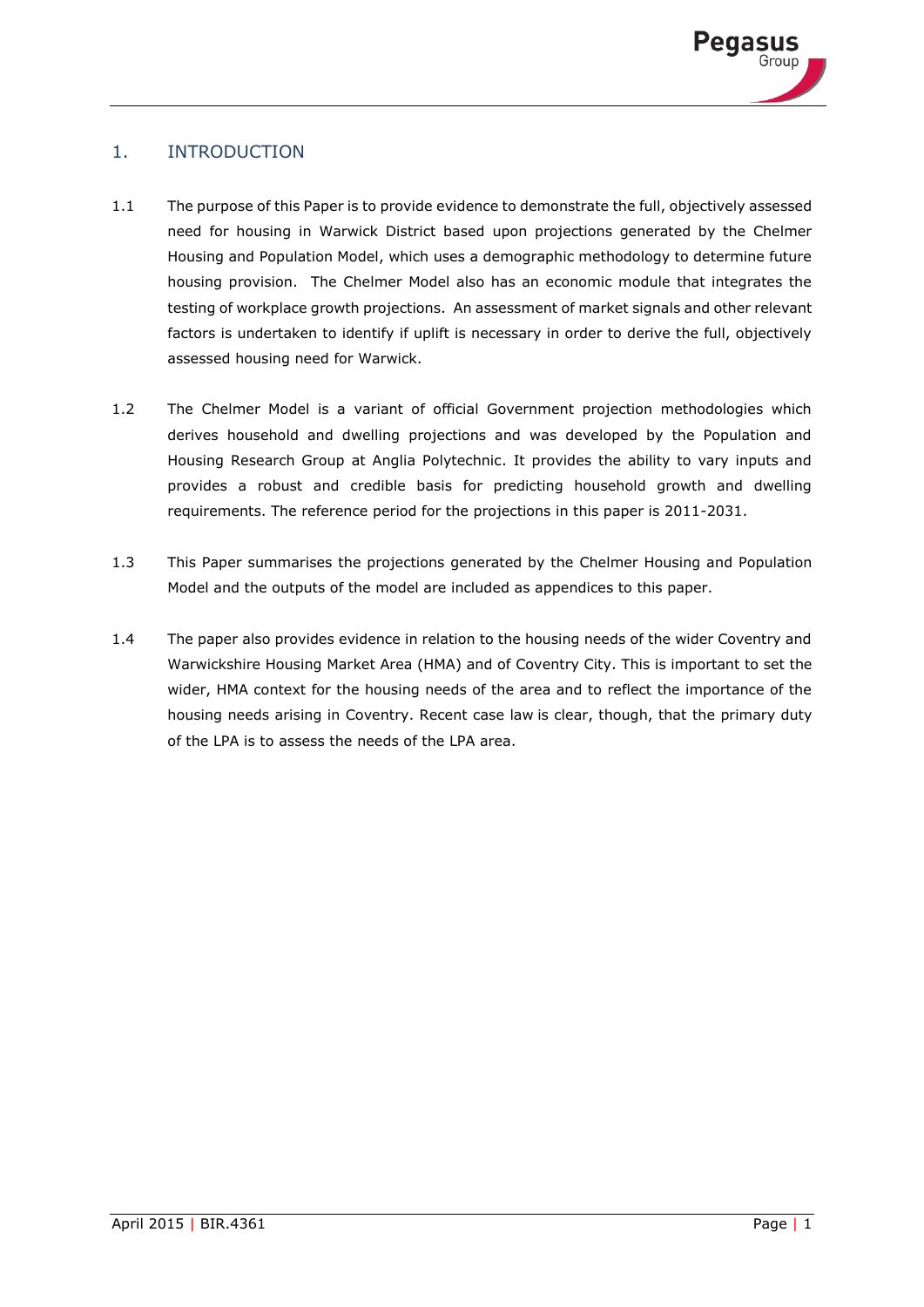## 1. INTRODUCTION

1.1 The purpose of this Paper is to provide evidence to demonstrate the full, objectively assessed need for housing in Warwick District based upon projections generated by the Chelmer Housing and Population Model, which uses a demographic methodology to determine future housing provision. The Chelmer Model also has an economic module that integrates the testing of workplace growth projections. An assessment of market signals and other relevant factors is undertaken to identify if uplift is necessary in order to derive the full, objectively assessed housing need for Warwick.

1.2 The Chelmer Model is a variant of official Government projection methodologies which derives household and dwelling projections and was developed by the Population and Housing Research Group at Anglia Polytechnic. It provides the ability to vary inputs and provides a robust and credible basis for predicting household growth and dwelling requirements. The reference period for the projections in this paper is 2011-2031.

1.3 This Paper summarises the projections generated by the Chelmer Housing and Population Model and the outputs of the model are included as appendices to this paper.

1.4 The paper also provides evidence in relation to the housing needs of the wider Coventry and Warwickshire Housing Market Area (HMA) and of Coventry City. This is important to set the wider, HMA context for the housing needs of the area and to reflect the importance of the housing needs arising in Coventry. Recent case law is clear, though, that the primary duty of the LPA is to assess the needs of the LPA area.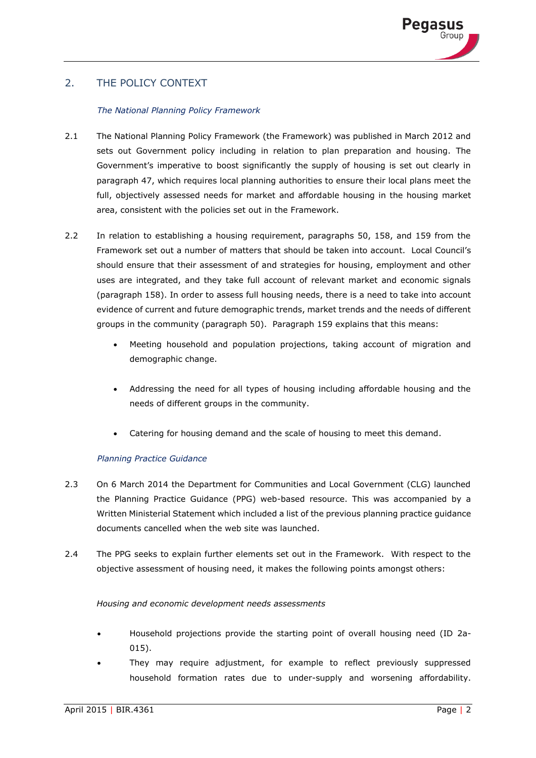## 2. THE POLICY CONTEXT

*The National Planning Policy Framework*

2.1 The National Planning Policy Framework (the Framework) was published in March 2012 and sets out Government policy including in relation to plan preparation and housing. The Government's imperative to boost significantly the supply of housing is set out clearly in paragraph 47, which requires local planning authorities to ensure their local plans meet the full, objectively assessed needs for market and affordable housing in the housing market area, consistent with the policies set out in the Framework.

2.2 In relation to establishing a housing requirement, paragraphs 50, 158, and 159 from the Framework set out a number of matters that should be taken into account. Local Council's should ensure that their assessment of and strategies for housing, employment and other uses are integrated, and they take full account of relevant market and economic signals (paragraph 158). In order to assess full housing needs, there is a need to take into account evidence of current and future demographic trends, market trends and the needs of different groups in the community (paragraph 50). Paragraph 159 explains that this means:

- Meeting household and population projections, taking account of migration and demographic change.
- Addressing the need for all types of housing including affordable housing and the needs of different groups in the community.
- Catering for housing demand and the scale of housing to meet this demand.

*Planning Practice Guidance*

2.3 On 6 March 2014 the Department for Communities and Local Government (CLG) launched the Planning Practice Guidance (PPG) web-based resource. This was accompanied by a Written Ministerial Statement which included a list of the previous planning practice guidance documents cancelled when the web site was launched.

2.4 The PPG seeks to explain further elements set out in the Framework. With respect to the objective assessment of housing need, it makes the following points amongst others:

*Housing and economic development needs assessments*

- Household projections provide the starting point of overall housing need (ID 2a-015).
- They may require adjustment, for example to reflect previously suppressed household formation rates due to under-supply and worsening affordability.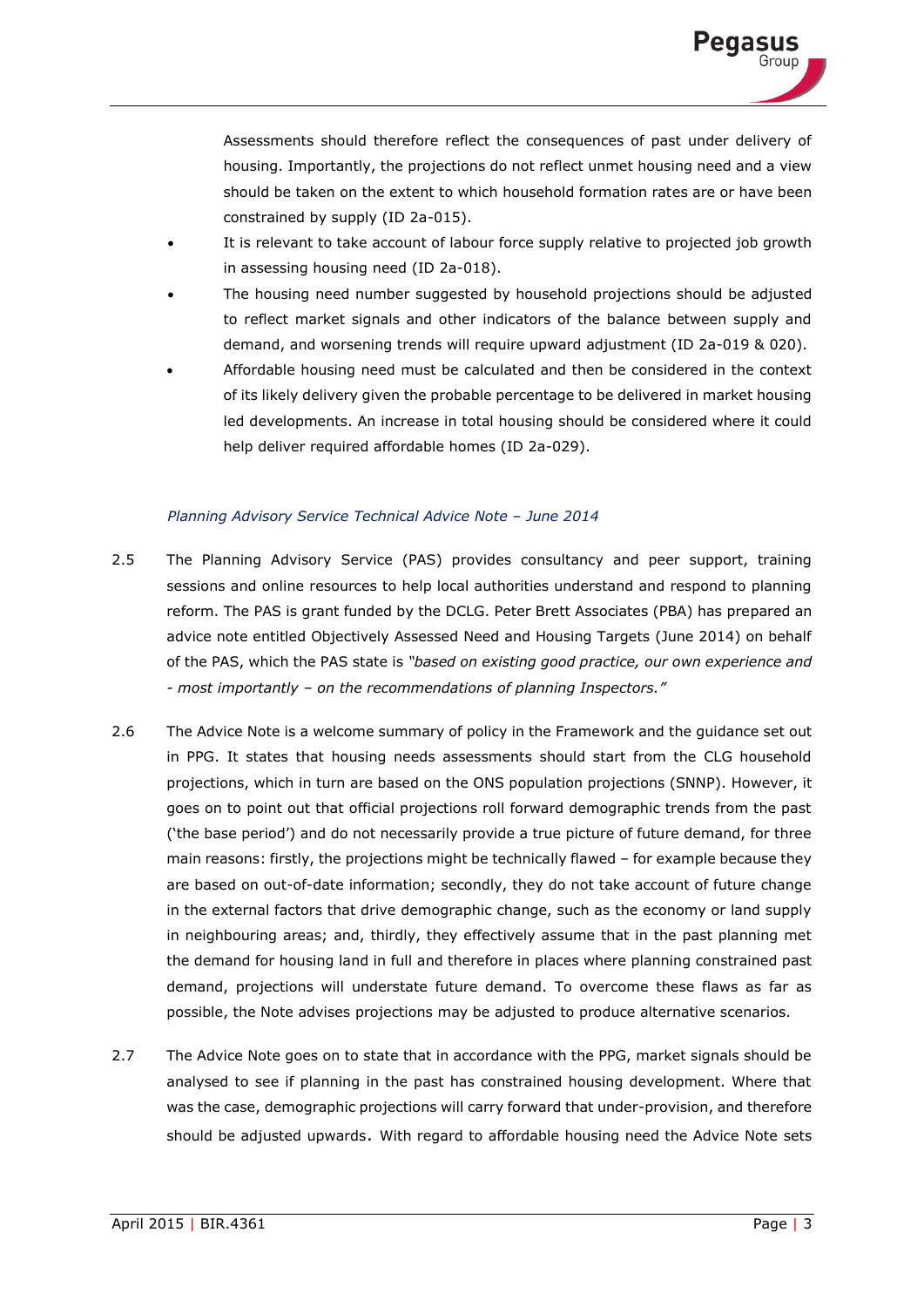Assessments should therefore reflect the consequences of past under delivery of housing. Importantly, the projections do not reflect unmet housing need and a view should be taken on the extent to which household formation rates are or have been constrained by supply (ID 2a-015).

- It is relevant to take account of labour force supply relative to projected job growth in assessing housing need (ID 2a-018).
- The housing need number suggested by household projections should be adjusted to reflect market signals and other indicators of the balance between supply and demand, and worsening trends will require upward adjustment (ID 2a-019 & 020).
- Affordable housing need must be calculated and then be considered in the context of its likely delivery given the probable percentage to be delivered in market housing led developments. An increase in total housing should be considered where it could help deliver required affordable homes (ID 2a-029).

*Planning Advisory Service Technical Advice Note – June 2014*

2.5 The Planning Advisory Service (PAS) provides consultancy and peer support, training sessions and online resources to help local authorities understand and respond to planning reform. The PAS is grant funded by the DCLG. Peter Brett Associates (PBA) has prepared an advice note entitled Objectively Assessed Need and Housing Targets (June 2014) on behalf of the PAS, which the PAS state is *"based on existing good practice, our own experience and - most importantly – on the recommendations of planning Inspectors."*

2.6 The Advice Note is a welcome summary of policy in the Framework and the guidance set out in PPG. It states that housing needs assessments should start from the CLG household projections, which in turn are based on the ONS population projections (SNNP). However, it goes on to point out that official projections roll forward demographic trends from the past ('the base period') and do not necessarily provide a true picture of future demand, for three main reasons: firstly, the projections might be technically flawed – for example because they are based on out-of-date information; secondly, they do not take account of future change in the external factors that drive demographic change, such as the economy or land supply in neighbouring areas; and, thirdly, they effectively assume that in the past planning met the demand for housing land in full and therefore in places where planning constrained past demand, projections will understate future demand. To overcome these flaws as far as possible, the Note advises projections may be adjusted to produce alternative scenarios.

2.7 The Advice Note goes on to state that in accordance with the PPG, market signals should be analysed to see if planning in the past has constrained housing development. Where that was the case, demographic projections will carry forward that under-provision, and therefore should be adjusted upwards. With regard to affordable housing need the Advice Note sets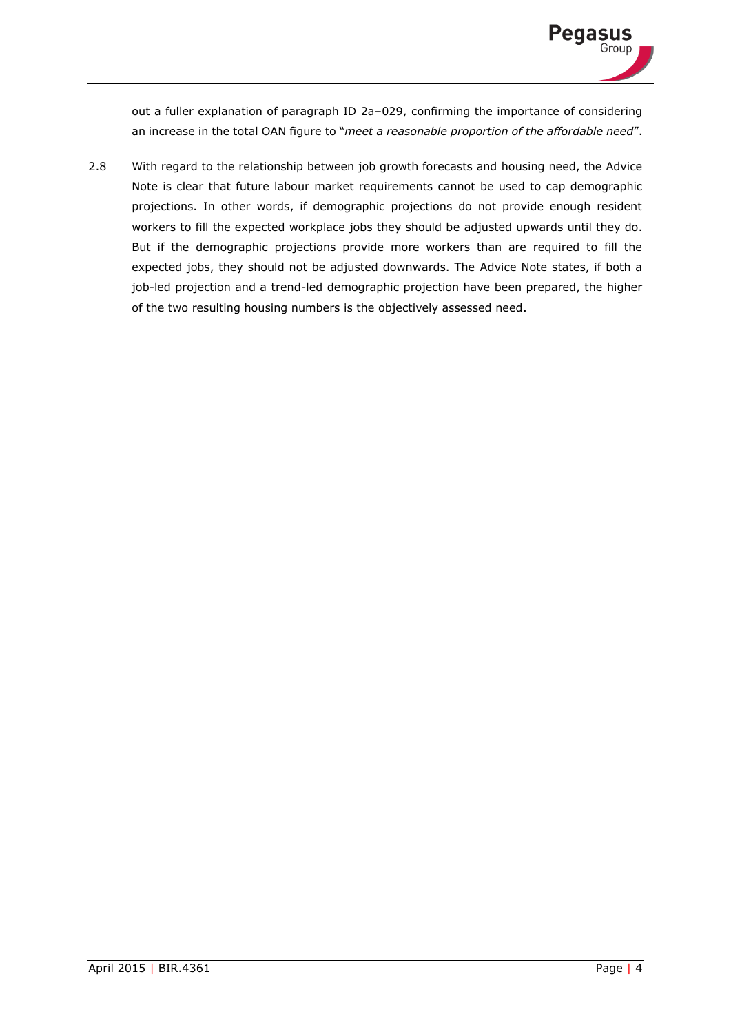out a fuller explanation of paragraph ID 2a–029, confirming the importance of considering an increase in the total OAN figure to "*meet a reasonable proportion of the affordable need*".

2.8 With regard to the relationship between job growth forecasts and housing need, the Advice Note is clear that future labour market requirements cannot be used to cap demographic projections. In other words, if demographic projections do not provide enough resident workers to fill the expected workplace jobs they should be adjusted upwards until they do. But if the demographic projections provide more workers than are required to fill the expected jobs, they should not be adjusted downwards. The Advice Note states, if both a job-led projection and a trend-led demographic projection have been prepared, the higher of the two resulting housing numbers is the objectively assessed need.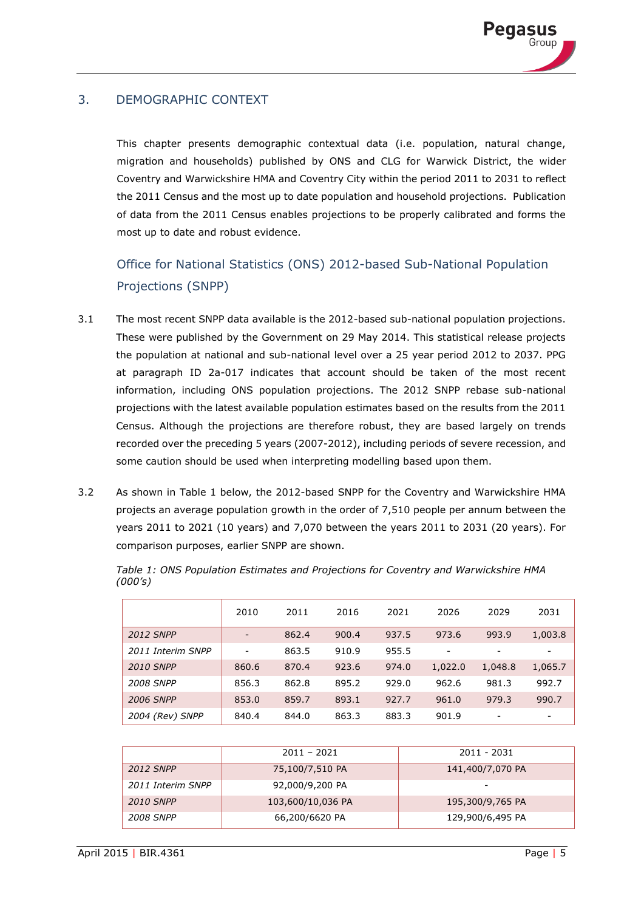## 3. DEMOGRAPHIC CONTEXT

This chapter presents demographic contextual data (i.e. population, natural change, migration and households) published by ONS and CLG for Warwick District, the wider Coventry and Warwickshire HMA and Coventry City within the period 2011 to 2031 to reflect the 2011 Census and the most up to date population and household projections. Publication of data from the 2011 Census enables projections to be properly calibrated and forms the most up to date and robust evidence.

### Office for National Statistics (ONS) 2012-based Sub-National Population Projections (SNPP)

3.1 The most recent SNPP data available is the 2012-based sub-national population projections. These were published by the Government on 29 May 2014. This statistical release projects the population at national and sub-national level over a 25 year period 2012 to 2037. PPG at paragraph ID 2a-017 indicates that account should be taken of the most recent information, including ONS population projections. The 2012 SNPP rebase sub-national projections with the latest available population estimates based on the results from the 2011 Census. Although the projections are therefore robust, they are based largely on trends recorded over the preceding 5 years (2007-2012), including periods of severe recession, and some caution should be used when interpreting modelling based upon them.

3.2 As shown in Table 1 below, the 2012-based SNPP for the Coventry and Warwickshire HMA projects an average population growth in the order of 7,510 people per annum between the years 2011 to 2021 (10 years) and 7,070 between the years 2011 to 2031 (20 years). For comparison purposes, earlier SNPP are shown.

*Table 1: ONS Population Estimates and Projections for Coventry and Warwickshire HMA (000's)*

| | 2010 | 2011 | 2016 | 2021 | 2026 | 2029 | 2031 |
|---|---|---|---|---|---|---|---|
| *2012 SNPP* | - | 862.4 | 900.4 | 937.5 | 973.6 | 993.9 | 1,003.8 |
| *2011 Interim SNPP* | - | 863.5 | 910.9 | 955.5 | - | - | - |
| *2010 SNPP* | 860.6 | 870.4 | 923.6 | 974.0 | 1,022.0 | 1,048.8 | 1,065.7 |
| *2008 SNPP* | 856.3 | 862.8 | 895.2 | 929.0 | 962.6 | 981.3 | 992.7 |
| *2006 SNPP* | 853.0 | 859.7 | 893.1 | 927.7 | 961.0 | 979.3 | 990.7 |
| *2004 (Rev) SNPP* | 840.4 | 844.0 | 863.3 | 883.3 | 901.9 | - | - |

| | 2011 – 2021 | 2011 - 2031 |
|---|---|---|
| *2012 SNPP* | 75,100/7,510 PA | 141,400/7,070 PA |
| *2011 Interim SNPP* | 92,000/9,200 PA | - |
| *2010 SNPP* | 103,600/10,036 PA | 195,300/9,765 PA |
| *2008 SNPP* | 66,200/6620 PA | 129,900/6,495 PA |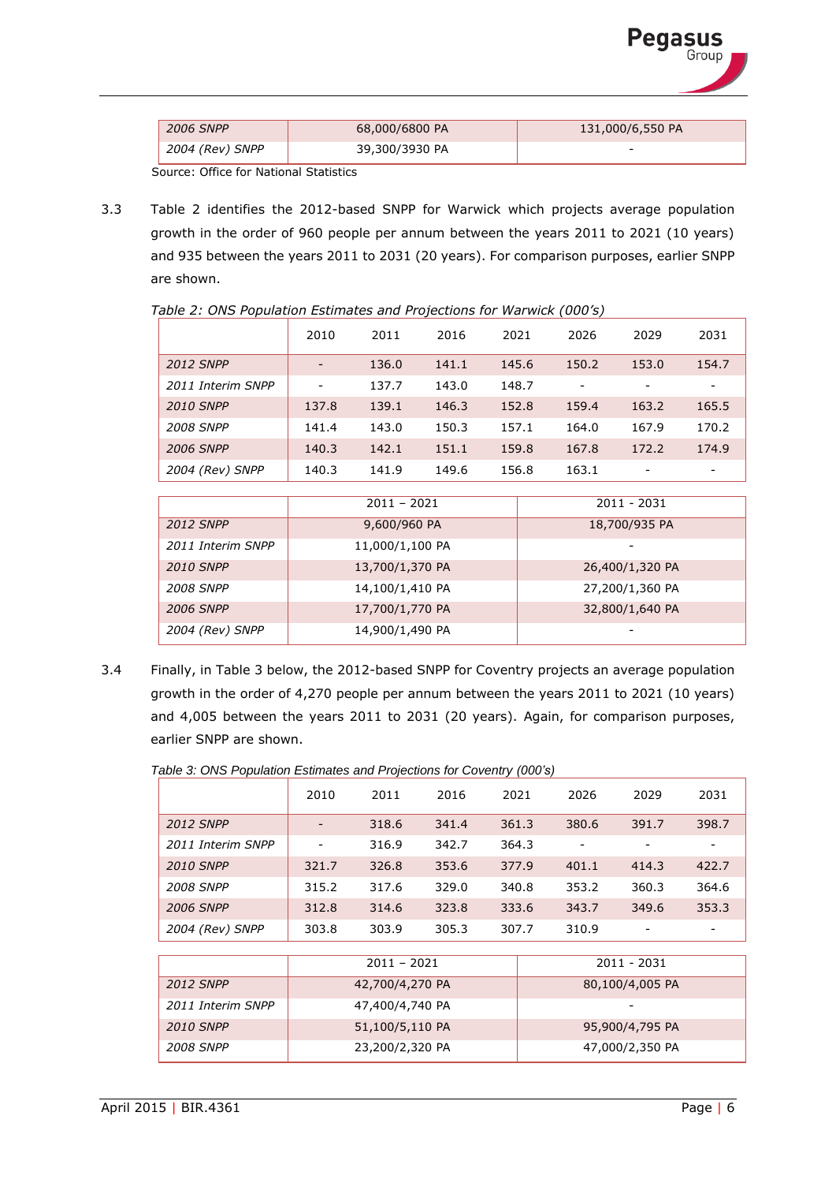| 2006 SNPP | 68,000/6800 PA | 131,000/6,550 PA |
|---|---|---|
| 2004 (Rev) SNPP | 39,300/3930 PA | - |

Source: Office for National Statistics

3.3 Table 2 identifies the 2012-based SNPP for Warwick which projects average population growth in the order of 960 people per annum between the years 2011 to 2021 (10 years) and 935 between the years 2011 to 2031 (20 years). For comparison purposes, earlier SNPP are shown.

*Table 2: ONS Population Estimates and Projections for Warwick (000's)*

| | 2010 | 2011 | 2016 | 2021 | 2026 | 2029 | 2031 |
|---|---|---|---|---|---|---|---|
| *2012 SNPP* | - | 136.0 | 141.1 | 145.6 | 150.2 | 153.0 | 154.7 |
| *2011 Interim SNPP* | - | 137.7 | 143.0 | 148.7 | - | - | - |
| *2010 SNPP* | 137.8 | 139.1 | 146.3 | 152.8 | 159.4 | 163.2 | 165.5 |
| *2008 SNPP* | 141.4 | 143.0 | 150.3 | 157.1 | 164.0 | 167.9 | 170.2 |
| *2006 SNPP* | 140.3 | 142.1 | 151.1 | 159.8 | 167.8 | 172.2 | 174.9 |
| *2004 (Rev) SNPP* | 140.3 | 141.9 | 149.6 | 156.8 | 163.1 | - | - |

| | 2011 – 2021 | 2011 - 2031 |
|---|---|---|
| *2012 SNPP* | 9,600/960 PA | 18,700/935 PA |
| *2011 Interim SNPP* | 11,000/1,100 PA | - |
| *2010 SNPP* | 13,700/1,370 PA | 26,400/1,320 PA |
| *2008 SNPP* | 14,100/1,410 PA | 27,200/1,360 PA |
| *2006 SNPP* | 17,700/1,770 PA | 32,800/1,640 PA |
| *2004 (Rev) SNPP* | 14,900/1,490 PA | - |

3.4 Finally, in Table 3 below, the 2012-based SNPP for Coventry projects an average population growth in the order of 4,270 people per annum between the years 2011 to 2021 (10 years) and 4,005 between the years 2011 to 2031 (20 years). Again, for comparison purposes, earlier SNPP are shown.

*Table 3: ONS Population Estimates and Projections for Coventry (000's)*

| | 2010 | 2011 | 2016 | 2021 | 2026 | 2029 | 2031 |
|---|---|---|---|---|---|---|---|
| *2012 SNPP* | - | 318.6 | 341.4 | 361.3 | 380.6 | 391.7 | 398.7 |
| *2011 Interim SNPP* | - | 316.9 | 342.7 | 364.3 | - | - | - |
| *2010 SNPP* | 321.7 | 326.8 | 353.6 | 377.9 | 401.1 | 414.3 | 422.7 |
| *2008 SNPP* | 315.2 | 317.6 | 329.0 | 340.8 | 353.2 | 360.3 | 364.6 |
| *2006 SNPP* | 312.8 | 314.6 | 323.8 | 333.6 | 343.7 | 349.6 | 353.3 |
| *2004 (Rev) SNPP* | 303.8 | 303.9 | 305.3 | 307.7 | 310.9 | - | - |

| | 2011 – 2021 | 2011 - 2031 |
|---|---|---|
| *2012 SNPP* | 42,700/4,270 PA | 80,100/4,005 PA |
| *2011 Interim SNPP* | 47,400/4,740 PA | - |
| *2010 SNPP* | 51,100/5,110 PA | 95,900/4,795 PA |
| *2008 SNPP* | 23,200/2,320 PA | 47,000/2,350 PA |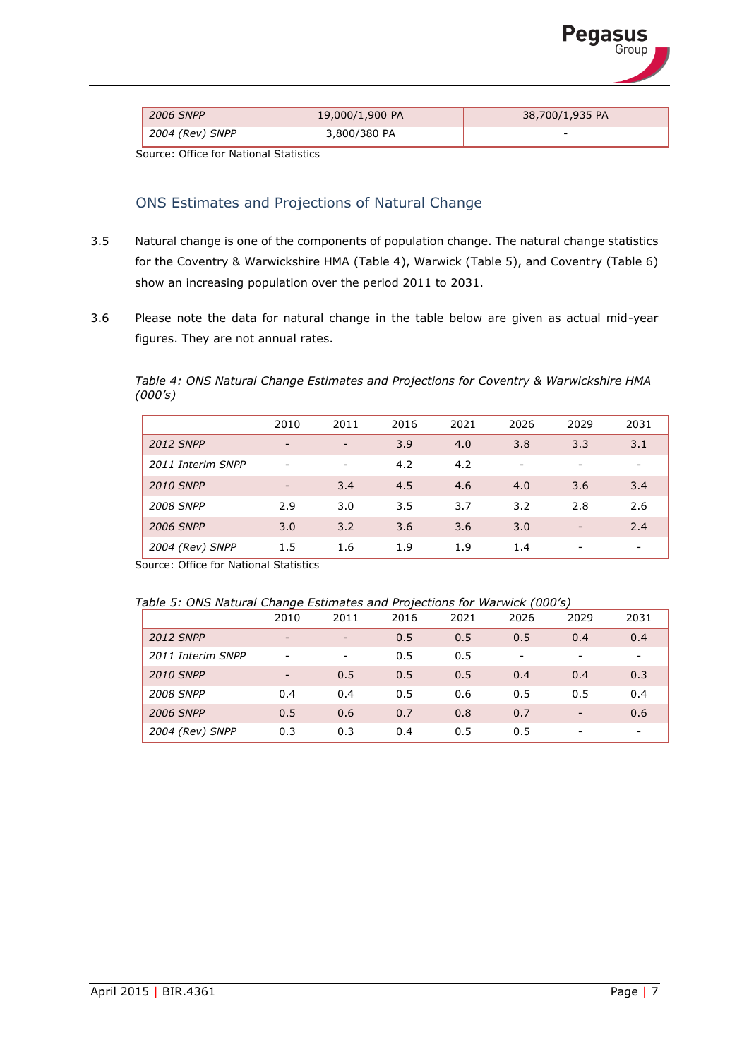| | | |
|---|---|---|
| *2006 SNPP* | 19,000/1,900 PA | 38,700/1,935 PA |
| *2004 (Rev) SNPP* | 3,800/380 PA | - |

Source: Office for National Statistics

## ONS Estimates and Projections of Natural Change

3.5 Natural change is one of the components of population change. The natural change statistics for the Coventry & Warwickshire HMA (Table 4), Warwick (Table 5), and Coventry (Table 6) show an increasing population over the period 2011 to 2031.

3.6 Please note the data for natural change in the table below are given as actual mid-year figures. They are not annual rates.

*Table 4: ONS Natural Change Estimates and Projections for Coventry & Warwickshire HMA (000's)*

| | 2010 | 2011 | 2016 | 2021 | 2026 | 2029 | 2031 |
|---|---|---|---|---|---|---|---|
| *2012 SNPP* | - | - | 3.9 | 4.0 | 3.8 | 3.3 | 3.1 |
| *2011 Interim SNPP* | - | - | 4.2 | 4.2 | - | - | - |
| *2010 SNPP* | - | 3.4 | 4.5 | 4.6 | 4.0 | 3.6 | 3.4 |
| *2008 SNPP* | 2.9 | 3.0 | 3.5 | 3.7 | 3.2 | 2.8 | 2.6 |
| *2006 SNPP* | 3.0 | 3.2 | 3.6 | 3.6 | 3.0 | - | 2.4 |
| *2004 (Rev) SNPP* | 1.5 | 1.6 | 1.9 | 1.9 | 1.4 | - | - |

Source: Office for National Statistics

*Table 5: ONS Natural Change Estimates and Projections for Warwick (000's)*

| | 2010 | 2011 | 2016 | 2021 | 2026 | 2029 | 2031 |
|---|---|---|---|---|---|---|---|
| *2012 SNPP* | - | - | 0.5 | 0.5 | 0.5 | 0.4 | 0.4 |
| *2011 Interim SNPP* | - | - | 0.5 | 0.5 | - | - | - |
| *2010 SNPP* | - | 0.5 | 0.5 | 0.5 | 0.4 | 0.4 | 0.3 |
| *2008 SNPP* | 0.4 | 0.4 | 0.5 | 0.6 | 0.5 | 0.5 | 0.4 |
| *2006 SNPP* | 0.5 | 0.6 | 0.7 | 0.8 | 0.7 | - | 0.6 |
| *2004 (Rev) SNPP* | 0.3 | 0.3 | 0.4 | 0.5 | 0.5 | - | - |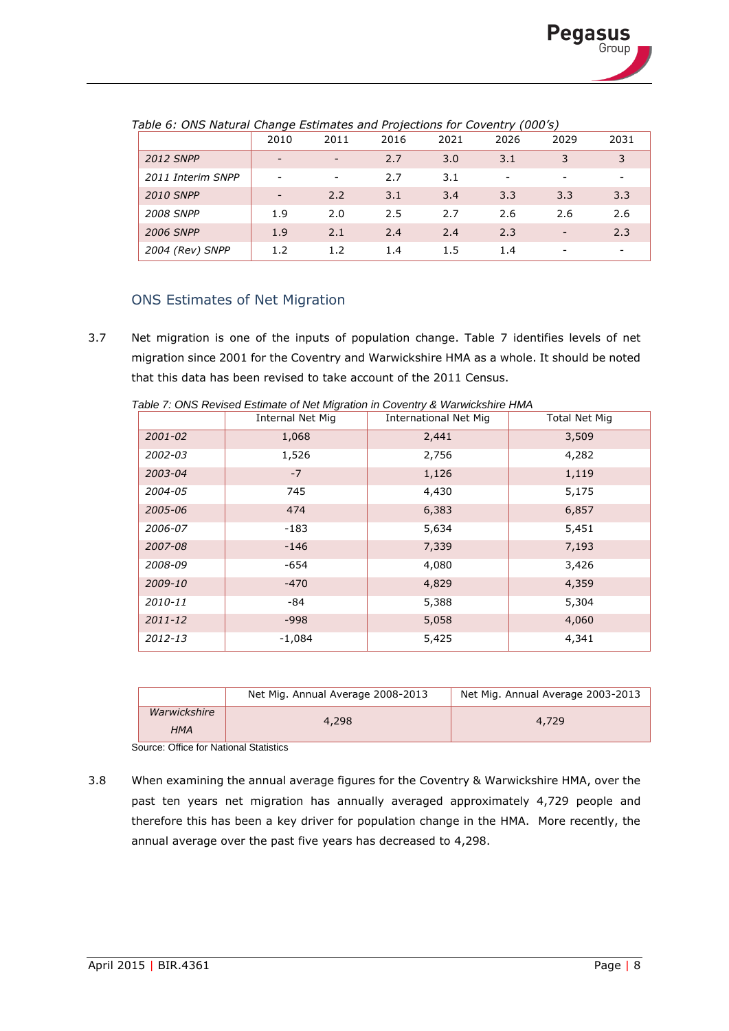*Table 6: ONS Natural Change Estimates and Projections for Coventry (000's)*

| | 2010 | 2011 | 2016 | 2021 | 2026 | 2029 | 2031 |
|---|---|---|---|---|---|---|---|
| *2012 SNPP* | - | - | 2.7 | 3.0 | 3.1 | 3 | 3 |
| *2011 Interim SNPP* | - | - | 2.7 | 3.1 | - | - | - |
| *2010 SNPP* | - | 2.2 | 3.1 | 3.4 | 3.3 | 3.3 | 3.3 |
| *2008 SNPP* | 1.9 | 2.0 | 2.5 | 2.7 | 2.6 | 2.6 | 2.6 |
| *2006 SNPP* | 1.9 | 2.1 | 2.4 | 2.4 | 2.3 | - | 2.3 |
| *2004 (Rev) SNPP* | 1.2 | 1.2 | 1.4 | 1.5 | 1.4 | - | - |

## ONS Estimates of Net Migration

3.7 Net migration is one of the inputs of population change. Table 7 identifies levels of net migration since 2001 for the Coventry and Warwickshire HMA as a whole. It should be noted that this data has been revised to take account of the 2011 Census.

*Table 7: ONS Revised Estimate of Net Migration in Coventry & Warwickshire HMA*

| | Internal Net Mig | International Net Mig | Total Net Mig |
|---|---|---|---|
| *2001-02* | 1,068 | 2,441 | 3,509 |
| *2002-03* | 1,526 | 2,756 | 4,282 |
| *2003-04* | -7 | 1,126 | 1,119 |
| *2004-05* | 745 | 4,430 | 5,175 |
| *2005-06* | 474 | 6,383 | 6,857 |
| *2006-07* | -183 | 5,634 | 5,451 |
| *2007-08* | -146 | 7,339 | 7,193 |
| *2008-09* | -654 | 4,080 | 3,426 |
| *2009-10* | -470 | 4,829 | 4,359 |
| *2010-11* | -84 | 5,388 | 5,304 |
| *2011-12* | -998 | 5,058 | 4,060 |
| *2012-13* | -1,084 | 5,425 | 4,341 |

| | Net Mig. Annual Average 2008-2013 | Net Mig. Annual Average 2003-2013 |
|---|---|---|
| *Warwickshire HMA* | 4,298 | 4,729 |

Source: Office for National Statistics

3.8 When examining the annual average figures for the Coventry & Warwickshire HMA, over the past ten years net migration has annually averaged approximately 4,729 people and therefore this has been a key driver for population change in the HMA. More recently, the annual average over the past five years has decreased to 4,298.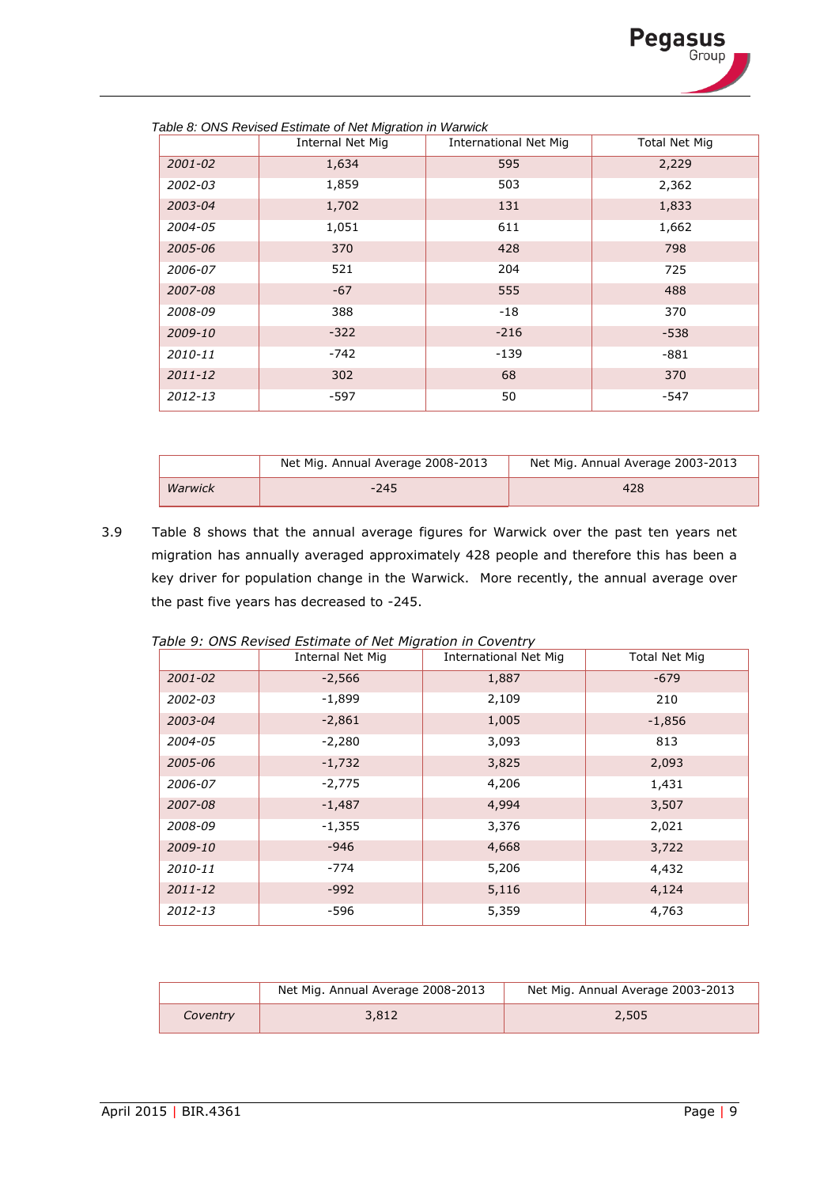*Table 8: ONS Revised Estimate of Net Migration in Warwick*

| | Internal Net Mig | International Net Mig | Total Net Mig |
|---|---|---|---|
| *2001-02* | 1,634 | 595 | 2,229 |
| *2002-03* | 1,859 | 503 | 2,362 |
| *2003-04* | 1,702 | 131 | 1,833 |
| *2004-05* | 1,051 | 611 | 1,662 |
| *2005-06* | 370 | 428 | 798 |
| *2006-07* | 521 | 204 | 725 |
| *2007-08* | -67 | 555 | 488 |
| *2008-09* | 388 | -18 | 370 |
| *2009-10* | -322 | -216 | -538 |
| *2010-11* | -742 | -139 | -881 |
| *2011-12* | 302 | 68 | 370 |
| *2012-13* | -597 | 50 | -547 |

| | Net Mig. Annual Average 2008-2013 | Net Mig. Annual Average 2003-2013 |
|---|---|---|
| *Warwick* | -245 | 428 |

3.9 Table 8 shows that the annual average figures for Warwick over the past ten years net migration has annually averaged approximately 428 people and therefore this has been a key driver for population change in the Warwick. More recently, the annual average over the past five years has decreased to -245.

*Table 9: ONS Revised Estimate of Net Migration in Coventry*

| | Internal Net Mig | International Net Mig | Total Net Mig |
|---|---|---|---|
| *2001-02* | -2,566 | 1,887 | -679 |
| *2002-03* | -1,899 | 2,109 | 210 |
| *2003-04* | -2,861 | 1,005 | -1,856 |
| *2004-05* | -2,280 | 3,093 | 813 |
| *2005-06* | -1,732 | 3,825 | 2,093 |
| *2006-07* | -2,775 | 4,206 | 1,431 |
| *2007-08* | -1,487 | 4,994 | 3,507 |
| *2008-09* | -1,355 | 3,376 | 2,021 |
| *2009-10* | -946 | 4,668 | 3,722 |
| *2010-11* | -774 | 5,206 | 4,432 |
| *2011-12* | -992 | 5,116 | 4,124 |
| *2012-13* | -596 | 5,359 | 4,763 |

| | Net Mig. Annual Average 2008-2013 | Net Mig. Annual Average 2003-2013 |
|---|---|---|
| *Coventry* | 3,812 | 2,505 |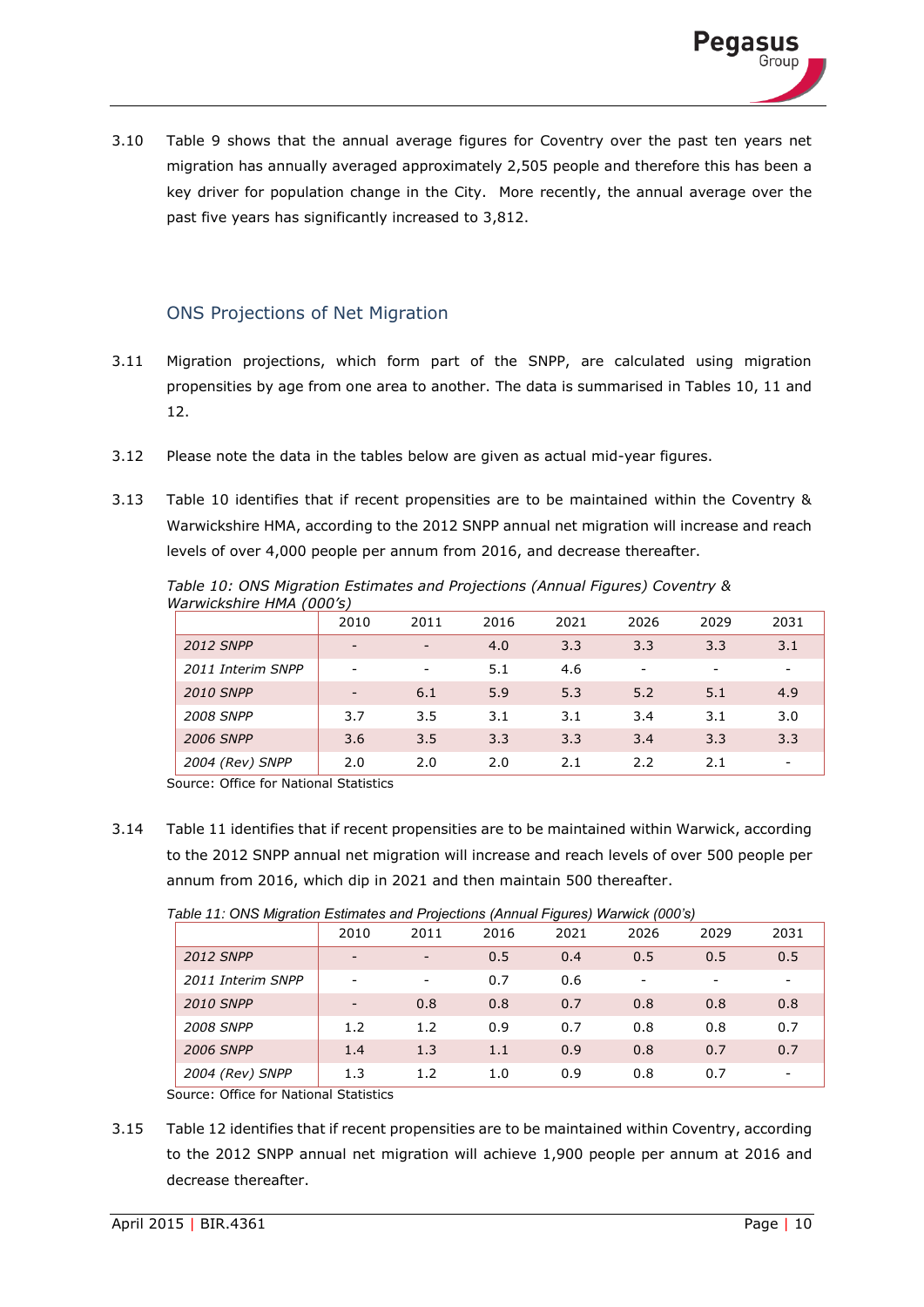3.10 Table 9 shows that the annual average figures for Coventry over the past ten years net migration has annually averaged approximately 2,505 people and therefore this has been a key driver for population change in the City. More recently, the annual average over the past five years has significantly increased to 3,812.

## ONS Projections of Net Migration

3.11 Migration projections, which form part of the SNPP, are calculated using migration propensities by age from one area to another. The data is summarised in Tables 10, 11 and 12.

3.12 Please note the data in the tables below are given as actual mid-year figures.

3.13 Table 10 identifies that if recent propensities are to be maintained within the Coventry & Warwickshire HMA, according to the 2012 SNPP annual net migration will increase and reach levels of over 4,000 people per annum from 2016, and decrease thereafter.

*Table 10: ONS Migration Estimates and Projections (Annual Figures) Coventry & Warwickshire HMA (000's)*

| | 2010 | 2011 | 2016 | 2021 | 2026 | 2029 | 2031 |
|---|---|---|---|---|---|---|---|
| *2012 SNPP* | - | - | 4.0 | 3.3 | 3.3 | 3.3 | 3.1 |
| *2011 Interim SNPP* | - | - | 5.1 | 4.6 | - | - | - |
| *2010 SNPP* | - | 6.1 | 5.9 | 5.3 | 5.2 | 5.1 | 4.9 |
| *2008 SNPP* | 3.7 | 3.5 | 3.1 | 3.1 | 3.4 | 3.1 | 3.0 |
| *2006 SNPP* | 3.6 | 3.5 | 3.3 | 3.3 | 3.4 | 3.3 | 3.3 |
| *2004 (Rev) SNPP* | 2.0 | 2.0 | 2.0 | 2.1 | 2.2 | 2.1 | - |

Source: Office for National Statistics

3.14 Table 11 identifies that if recent propensities are to be maintained within Warwick, according to the 2012 SNPP annual net migration will increase and reach levels of over 500 people per annum from 2016, which dip in 2021 and then maintain 500 thereafter.

*Table 11: ONS Migration Estimates and Projections (Annual Figures) Warwick (000's)*

| | 2010 | 2011 | 2016 | 2021 | 2026 | 2029 | 2031 |
|---|---|---|---|---|---|---|---|
| *2012 SNPP* | - | - | 0.5 | 0.4 | 0.5 | 0.5 | 0.5 |
| *2011 Interim SNPP* | - | - | 0.7 | 0.6 | - | - | - |
| *2010 SNPP* | - | 0.8 | 0.8 | 0.7 | 0.8 | 0.8 | 0.8 |
| *2008 SNPP* | 1.2 | 1.2 | 0.9 | 0.7 | 0.8 | 0.8 | 0.7 |
| *2006 SNPP* | 1.4 | 1.3 | 1.1 | 0.9 | 0.8 | 0.7 | 0.7 |
| *2004 (Rev) SNPP* | 1.3 | 1.2 | 1.0 | 0.9 | 0.8 | 0.7 | - |

Source: Office for National Statistics

3.15 Table 12 identifies that if recent propensities are to be maintained within Coventry, according to the 2012 SNPP annual net migration will achieve 1,900 people per annum at 2016 and decrease thereafter.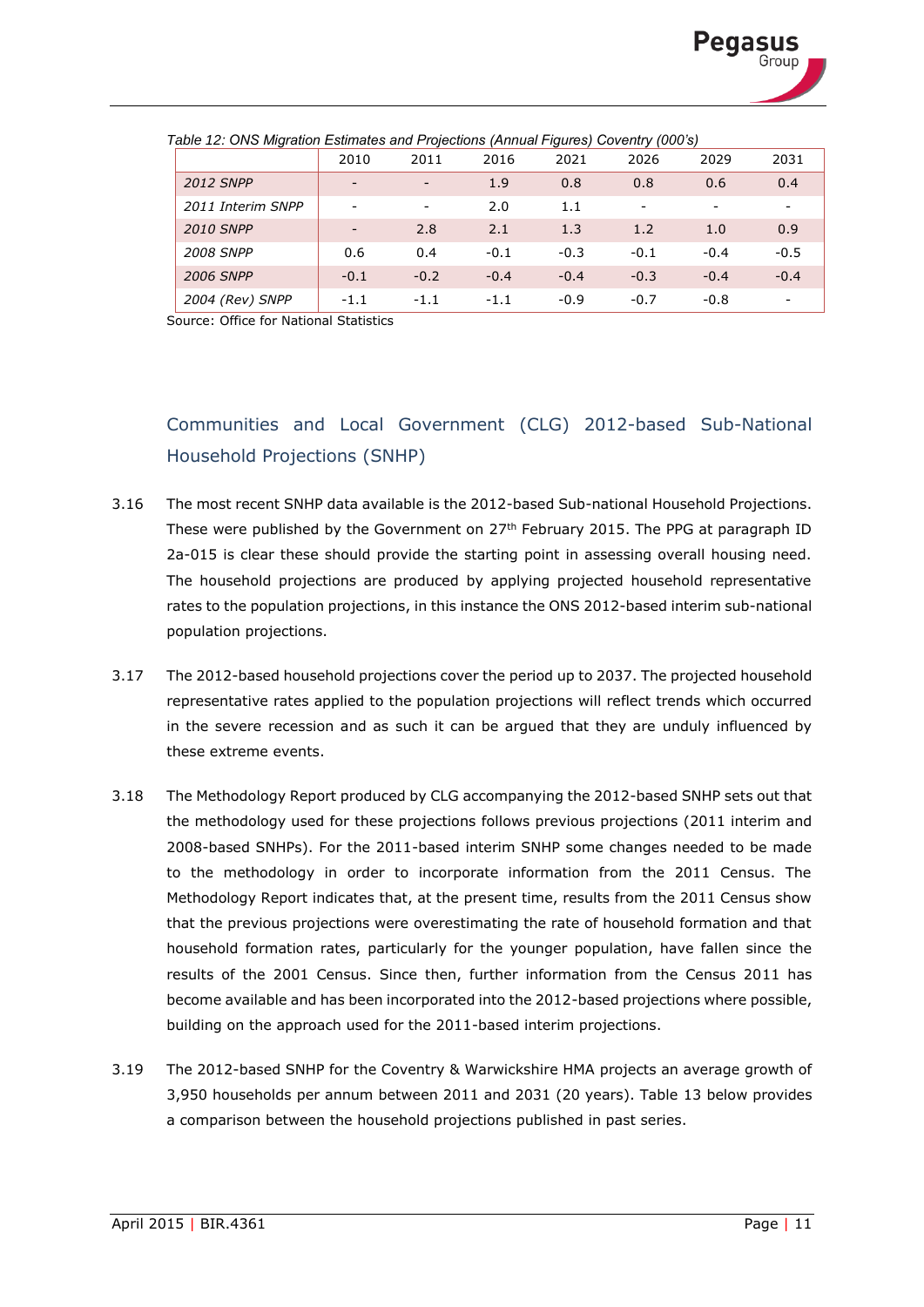*Table 12: ONS Migration Estimates and Projections (Annual Figures) Coventry (000's)*

| | 2010 | 2011 | 2016 | 2021 | 2026 | 2029 | 2031 |
|---|---|---|---|---|---|---|---|
| *2012 SNPP* | - | - | 1.9 | 0.8 | 0.8 | 0.6 | 0.4 |
| *2011 Interim SNPP* | - | - | 2.0 | 1.1 | - | - | - |
| *2010 SNPP* | - | 2.8 | 2.1 | 1.3 | 1.2 | 1.0 | 0.9 |
| *2008 SNPP* | 0.6 | 0.4 | -0.1 | -0.3 | -0.1 | -0.4 | -0.5 |
| *2006 SNPP* | -0.1 | -0.2 | -0.4 | -0.4 | -0.3 | -0.4 | -0.4 |
| *2004 (Rev) SNPP* | -1.1 | -1.1 | -1.1 | -0.9 | -0.7 | -0.8 | - |

Source: Office for National Statistics

## Communities and Local Government (CLG) 2012-based Sub-National Household Projections (SNHP)

3.16 The most recent SNHP data available is the 2012-based Sub-national Household Projections. These were published by the Government on 27th February 2015. The PPG at paragraph ID 2a-015 is clear these should provide the starting point in assessing overall housing need. The household projections are produced by applying projected household representative rates to the population projections, in this instance the ONS 2012-based interim sub-national population projections.

3.17 The 2012-based household projections cover the period up to 2037. The projected household representative rates applied to the population projections will reflect trends which occurred in the severe recession and as such it can be argued that they are unduly influenced by these extreme events.

3.18 The Methodology Report produced by CLG accompanying the 2012-based SNHP sets out that the methodology used for these projections follows previous projections (2011 interim and 2008-based SNHPs). For the 2011-based interim SNHP some changes needed to be made to the methodology in order to incorporate information from the 2011 Census. The Methodology Report indicates that, at the present time, results from the 2011 Census show that the previous projections were overestimating the rate of household formation and that household formation rates, particularly for the younger population, have fallen since the results of the 2001 Census. Since then, further information from the Census 2011 has become available and has been incorporated into the 2012-based projections where possible, building on the approach used for the 2011-based interim projections.

3.19 The 2012-based SNHP for the Coventry & Warwickshire HMA projects an average growth of 3,950 households per annum between 2011 and 2031 (20 years). Table 13 below provides a comparison between the household projections published in past series.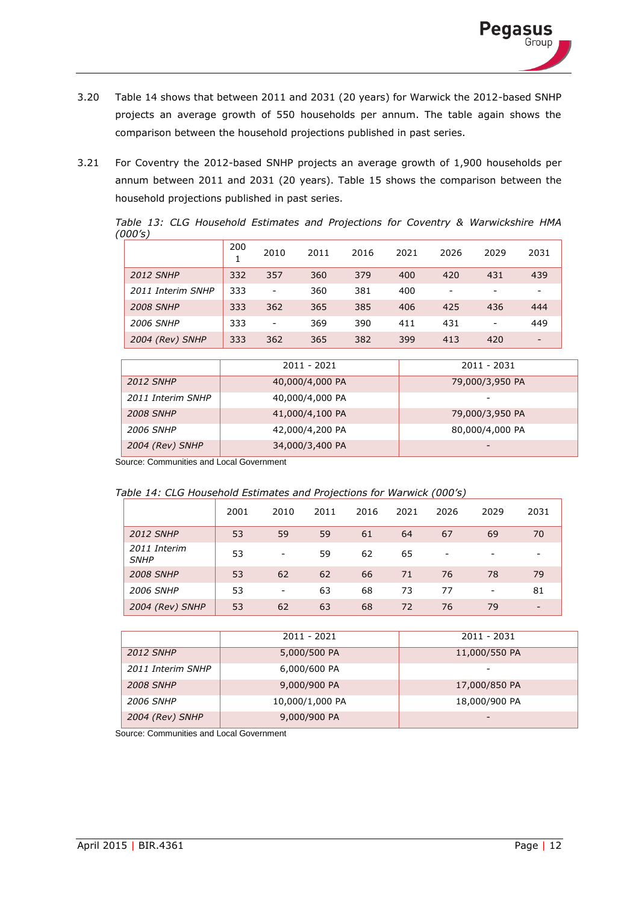3.20 Table 14 shows that between 2011 and 2031 (20 years) for Warwick the 2012-based SNHP projects an average growth of 550 households per annum. The table again shows the comparison between the household projections published in past series.

3.21 For Coventry the 2012-based SNHP projects an average growth of 1,900 households per annum between 2011 and 2031 (20 years). Table 15 shows the comparison between the household projections published in past series.

*Table 13: CLG Household Estimates and Projections for Coventry & Warwickshire HMA (000's)*

| | 2001 | 2010 | 2011 | 2016 | 2021 | 2026 | 2029 | 2031 |
|---|---|---|---|---|---|---|---|---|
| *2012 SNHP* | 332 | 357 | 360 | 379 | 400 | 420 | 431 | 439 |
| *2011 Interim SNHP* | 333 | - | 360 | 381 | 400 | - | - | - |
| *2008 SNHP* | 333 | 362 | 365 | 385 | 406 | 425 | 436 | 444 |
| *2006 SNHP* | 333 | - | 369 | 390 | 411 | 431 | - | 449 |
| *2004 (Rev) SNHP* | 333 | 362 | 365 | 382 | 399 | 413 | 420 | - |

| | 2011 - 2021 | 2011 - 2031 |
|---|---|---|
| *2012 SNHP* | 40,000/4,000 PA | 79,000/3,950 PA |
| *2011 Interim SNHP* | 40,000/4,000 PA | - |
| *2008 SNHP* | 41,000/4,100 PA | 79,000/3,950 PA |
| *2006 SNHP* | 42,000/4,200 PA | 80,000/4,000 PA |
| *2004 (Rev) SNHP* | 34,000/3,400 PA | - |

Source: Communities and Local Government

*Table 14: CLG Household Estimates and Projections for Warwick (000's)*

| | 2001 | 2010 | 2011 | 2016 | 2021 | 2026 | 2029 | 2031 |
|---|---|---|---|---|---|---|---|---|
| *2012 SNHP* | 53 | 59 | 59 | 61 | 64 | 67 | 69 | 70 |
| *2011 Interim SNHP* | 53 | - | 59 | 62 | 65 | - | - | - |
| *2008 SNHP* | 53 | 62 | 62 | 66 | 71 | 76 | 78 | 79 |
| *2006 SNHP* | 53 | - | 63 | 68 | 73 | 77 | - | 81 |
| *2004 (Rev) SNHP* | 53 | 62 | 63 | 68 | 72 | 76 | 79 | - |

| | 2011 - 2021 | 2011 - 2031 |
|---|---|---|
| *2012 SNHP* | 5,000/500 PA | 11,000/550 PA |
| *2011 Interim SNHP* | 6,000/600 PA | - |
| *2008 SNHP* | 9,000/900 PA | 17,000/850 PA |
| *2006 SNHP* | 10,000/1,000 PA | 18,000/900 PA |
| *2004 (Rev) SNHP* | 9,000/900 PA | - |

Source: Communities and Local Government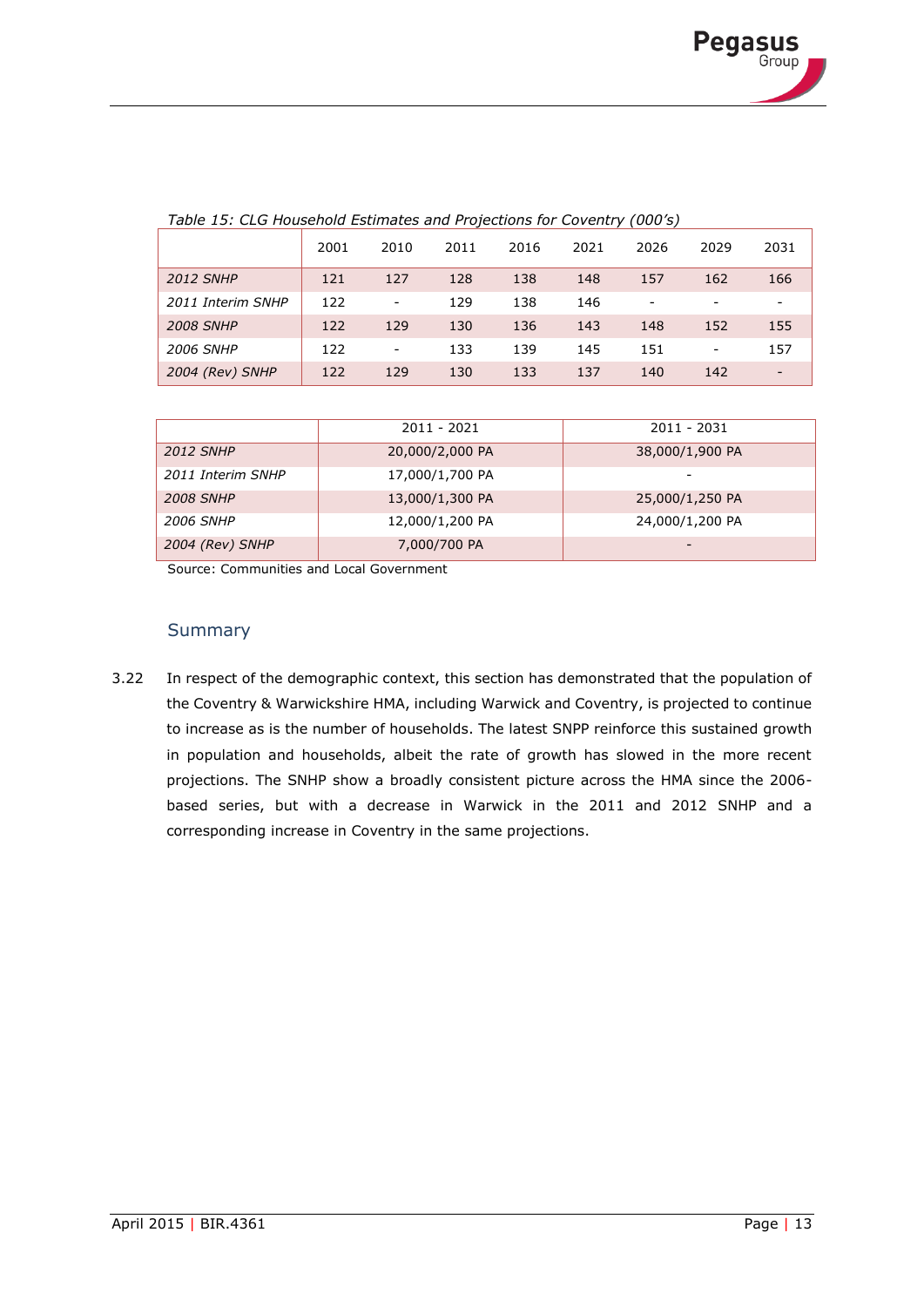*Table 15: CLG Household Estimates and Projections for Coventry (000's)*

| | 2001 | 2010 | 2011 | 2016 | 2021 | 2026 | 2029 | 2031 |
|---|---|---|---|---|---|---|---|---|
| *2012 SNHP* | 121 | 127 | 128 | 138 | 148 | 157 | 162 | 166 |
| *2011 Interim SNHP* | 122 | - | 129 | 138 | 146 | - | - | - |
| *2008 SNHP* | 122 | 129 | 130 | 136 | 143 | 148 | 152 | 155 |
| *2006 SNHP* | 122 | - | 133 | 139 | 145 | 151 | - | 157 |
| *2004 (Rev) SNHP* | 122 | 129 | 130 | 133 | 137 | 140 | 142 | - |

| | 2011 - 2021 | 2011 - 2031 |
|---|---|---|
| *2012 SNHP* | 20,000/2,000 PA | 38,000/1,900 PA |
| *2011 Interim SNHP* | 17,000/1,700 PA | - |
| *2008 SNHP* | 13,000/1,300 PA | 25,000/1,250 PA |
| *2006 SNHP* | 12,000/1,200 PA | 24,000/1,200 PA |
| *2004 (Rev) SNHP* | 7,000/700 PA | - |

Source: Communities and Local Government

## Summary

3.22 In respect of the demographic context, this section has demonstrated that the population of the Coventry & Warwickshire HMA, including Warwick and Coventry, is projected to continue to increase as is the number of households. The latest SNPP reinforce this sustained growth in population and households, albeit the rate of growth has slowed in the more recent projections. The SNHP show a broadly consistent picture across the HMA since the 2006-based series, but with a decrease in Warwick in the 2011 and 2012 SNHP and a corresponding increase in Coventry in the same projections.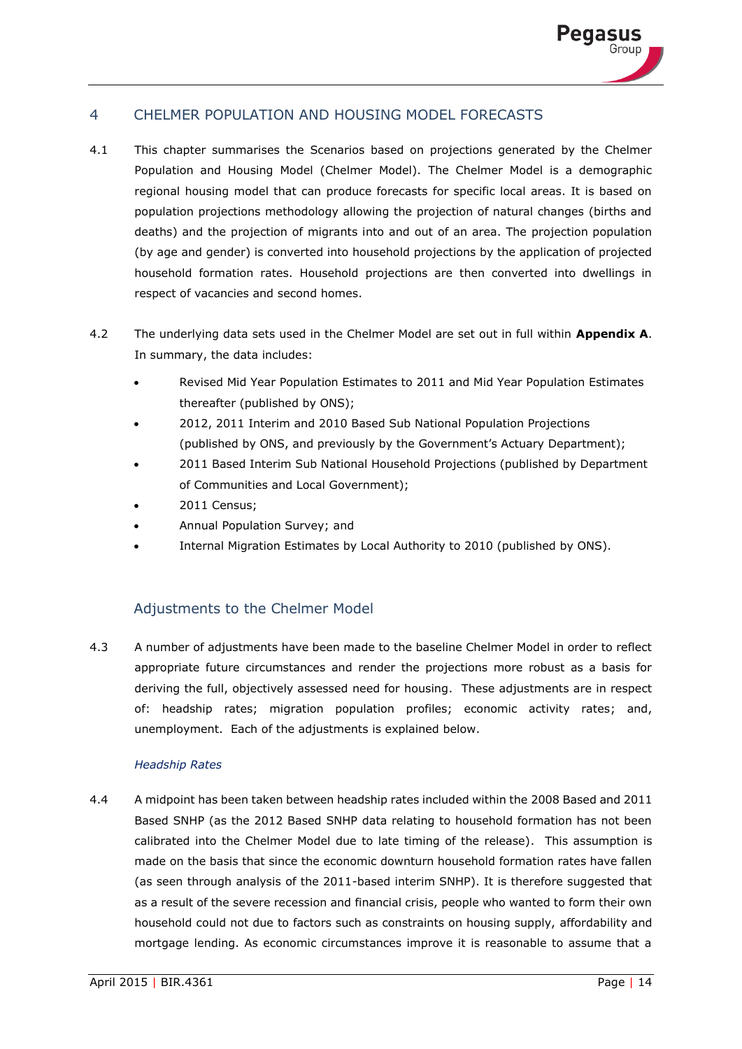## 4 CHELMER POPULATION AND HOUSING MODEL FORECASTS

4.1 This chapter summarises the Scenarios based on projections generated by the Chelmer Population and Housing Model (Chelmer Model). The Chelmer Model is a demographic regional housing model that can produce forecasts for specific local areas. It is based on population projections methodology allowing the projection of natural changes (births and deaths) and the projection of migrants into and out of an area. The projection population (by age and gender) is converted into household projections by the application of projected household formation rates. Household projections are then converted into dwellings in respect of vacancies and second homes.

4.2 The underlying data sets used in the Chelmer Model are set out in full within **Appendix A**. In summary, the data includes:

- Revised Mid Year Population Estimates to 2011 and Mid Year Population Estimates thereafter (published by ONS);
- 2012, 2011 Interim and 2010 Based Sub National Population Projections (published by ONS, and previously by the Government's Actuary Department);
- 2011 Based Interim Sub National Household Projections (published by Department of Communities and Local Government);
- 2011 Census;
- Annual Population Survey; and
- Internal Migration Estimates by Local Authority to 2010 (published by ONS).

### Adjustments to the Chelmer Model

4.3 A number of adjustments have been made to the baseline Chelmer Model in order to reflect appropriate future circumstances and render the projections more robust as a basis for deriving the full, objectively assessed need for housing. These adjustments are in respect of: headship rates; migration population profiles; economic activity rates; and, unemployment. Each of the adjustments is explained below.

*Headship Rates*

4.4 A midpoint has been taken between headship rates included within the 2008 Based and 2011 Based SNHP (as the 2012 Based SNHP data relating to household formation has not been calibrated into the Chelmer Model due to late timing of the release). This assumption is made on the basis that since the economic downturn household formation rates have fallen (as seen through analysis of the 2011-based interim SNHP). It is therefore suggested that as a result of the severe recession and financial crisis, people who wanted to form their own household could not due to factors such as constraints on housing supply, affordability and mortgage lending. As economic circumstances improve it is reasonable to assume that a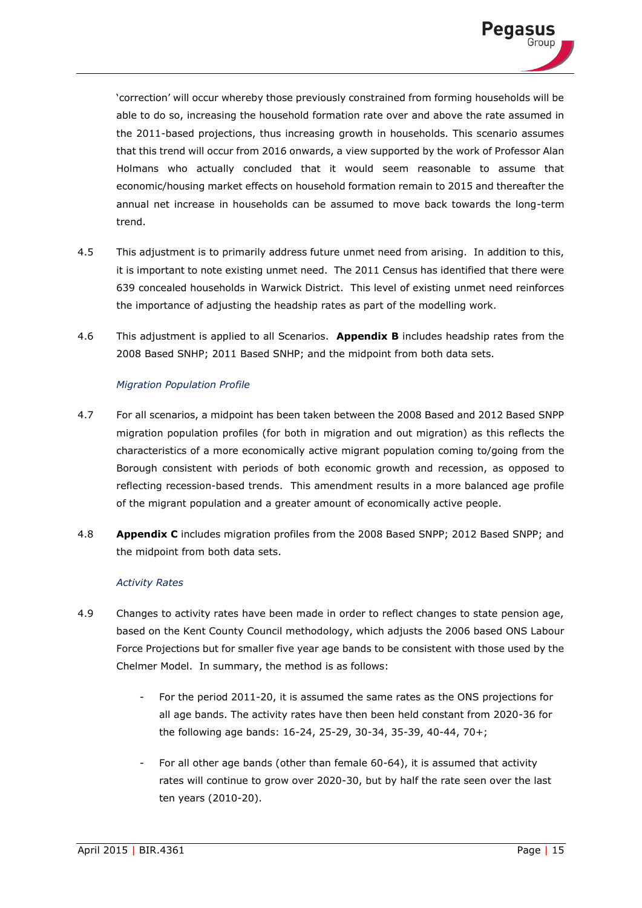'correction' will occur whereby those previously constrained from forming households will be able to do so, increasing the household formation rate over and above the rate assumed in the 2011-based projections, thus increasing growth in households. This scenario assumes that this trend will occur from 2016 onwards, a view supported by the work of Professor Alan Holmans who actually concluded that it would seem reasonable to assume that economic/housing market effects on household formation remain to 2015 and thereafter the annual net increase in households can be assumed to move back towards the long-term trend.

4.5 This adjustment is to primarily address future unmet need from arising. In addition to this, it is important to note existing unmet need. The 2011 Census has identified that there were 639 concealed households in Warwick District. This level of existing unmet need reinforces the importance of adjusting the headship rates as part of the modelling work.

4.6 This adjustment is applied to all Scenarios. **Appendix B** includes headship rates from the 2008 Based SNHP; 2011 Based SNHP; and the midpoint from both data sets.

*Migration Population Profile*

4.7 For all scenarios, a midpoint has been taken between the 2008 Based and 2012 Based SNPP migration population profiles (for both in migration and out migration) as this reflects the characteristics of a more economically active migrant population coming to/going from the Borough consistent with periods of both economic growth and recession, as opposed to reflecting recession-based trends. This amendment results in a more balanced age profile of the migrant population and a greater amount of economically active people.

4.8 **Appendix C** includes migration profiles from the 2008 Based SNPP; 2012 Based SNPP; and the midpoint from both data sets.

*Activity Rates*

4.9 Changes to activity rates have been made in order to reflect changes to state pension age, based on the Kent County Council methodology, which adjusts the 2006 based ONS Labour Force Projections but for smaller five year age bands to be consistent with those used by the Chelmer Model. In summary, the method is as follows:

- For the period 2011-20, it is assumed the same rates as the ONS projections for all age bands. The activity rates have then been held constant from 2020-36 for the following age bands: 16-24, 25-29, 30-34, 35-39, 40-44, 70+;

- For all other age bands (other than female 60-64), it is assumed that activity rates will continue to grow over 2020-30, but by half the rate seen over the last ten years (2010-20).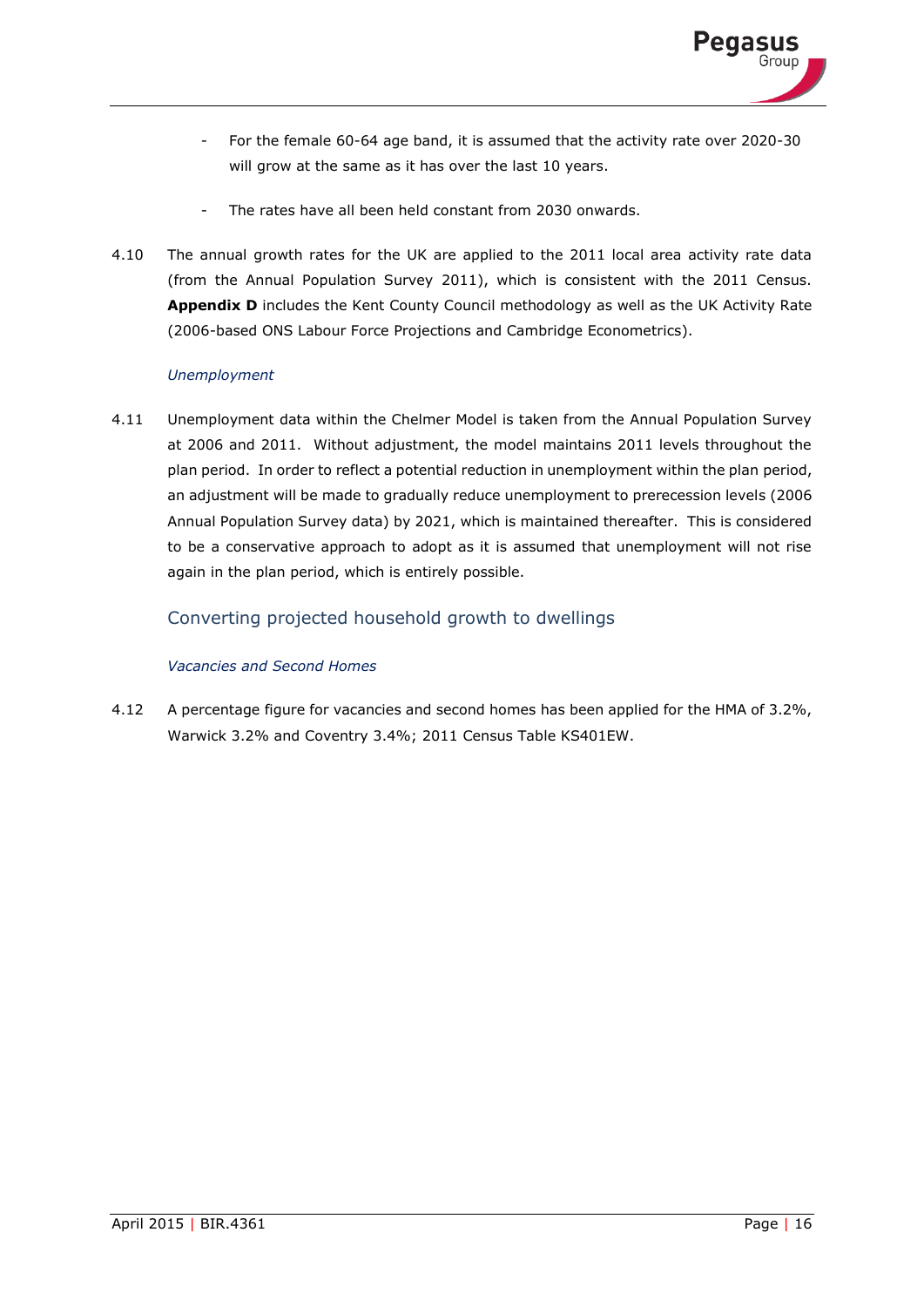- For the female 60-64 age band, it is assumed that the activity rate over 2020-30 will grow at the same as it has over the last 10 years.

- The rates have all been held constant from 2030 onwards.

4.10 The annual growth rates for the UK are applied to the 2011 local area activity rate data (from the Annual Population Survey 2011), which is consistent with the 2011 Census. **Appendix D** includes the Kent County Council methodology as well as the UK Activity Rate (2006-based ONS Labour Force Projections and Cambridge Econometrics).

*Unemployment*

4.11 Unemployment data within the Chelmer Model is taken from the Annual Population Survey at 2006 and 2011. Without adjustment, the model maintains 2011 levels throughout the plan period. In order to reflect a potential reduction in unemployment within the plan period, an adjustment will be made to gradually reduce unemployment to prerecession levels (2006 Annual Population Survey data) by 2021, which is maintained thereafter. This is considered to be a conservative approach to adopt as it is assumed that unemployment will not rise again in the plan period, which is entirely possible.

## Converting projected household growth to dwellings

*Vacancies and Second Homes*

4.12 A percentage figure for vacancies and second homes has been applied for the HMA of 3.2%, Warwick 3.2% and Coventry 3.4%; 2011 Census Table KS401EW.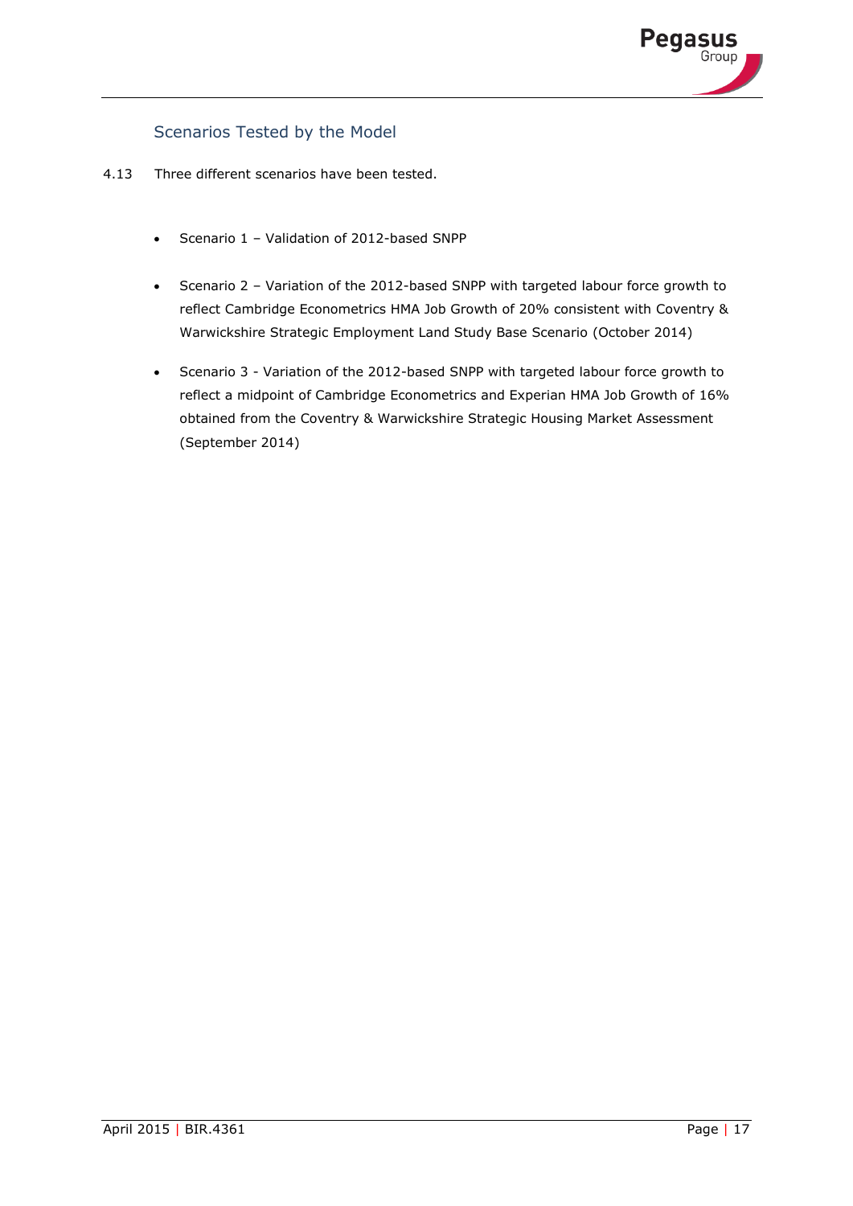### Scenarios Tested by the Model

4.13 Three different scenarios have been tested.

- Scenario 1 – Validation of 2012-based SNPP
- Scenario 2 – Variation of the 2012-based SNPP with targeted labour force growth to reflect Cambridge Econometrics HMA Job Growth of 20% consistent with Coventry & Warwickshire Strategic Employment Land Study Base Scenario (October 2014)
- Scenario 3 - Variation of the 2012-based SNPP with targeted labour force growth to reflect a midpoint of Cambridge Econometrics and Experian HMA Job Growth of 16% obtained from the Coventry & Warwickshire Strategic Housing Market Assessment (September 2014)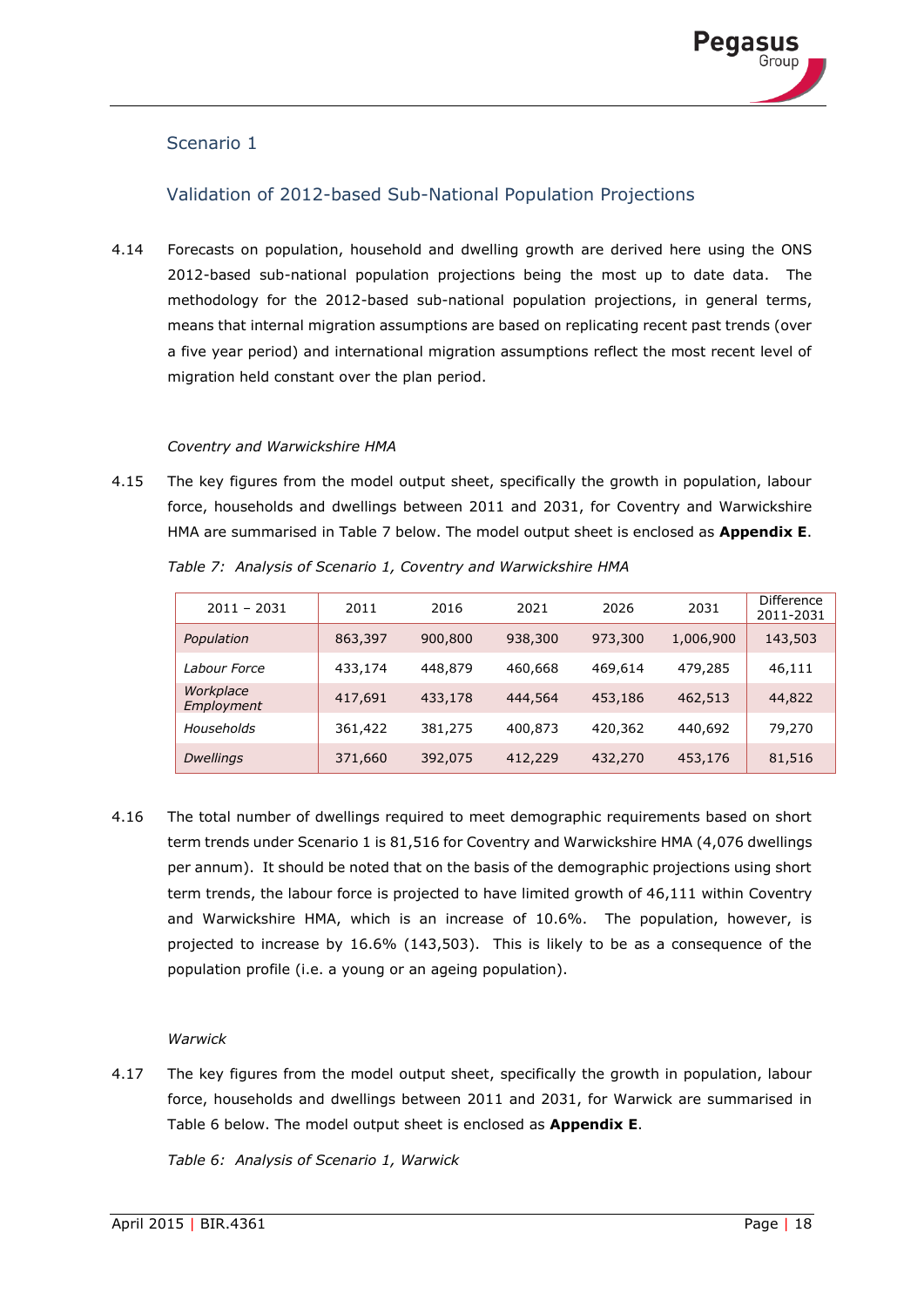## Scenario 1

## Validation of 2012-based Sub-National Population Projections

4.14 Forecasts on population, household and dwelling growth are derived here using the ONS 2012-based sub-national population projections being the most up to date data. The methodology for the 2012-based sub-national population projections, in general terms, means that internal migration assumptions are based on replicating recent past trends (over a five year period) and international migration assumptions reflect the most recent level of migration held constant over the plan period.

*Coventry and Warwickshire HMA*

4.15 The key figures from the model output sheet, specifically the growth in population, labour force, households and dwellings between 2011 and 2031, for Coventry and Warwickshire HMA are summarised in Table 7 below. The model output sheet is enclosed as **Appendix E**.

*Table 7: Analysis of Scenario 1, Coventry and Warwickshire HMA*

| 2011 – 2031 | 2011 | 2016 | 2021 | 2026 | 2031 | Difference 2011-2031 |
|---|---|---|---|---|---|---|
| *Population* | 863,397 | 900,800 | 938,300 | 973,300 | 1,006,900 | 143,503 |
| *Labour Force* | 433,174 | 448,879 | 460,668 | 469,614 | 479,285 | 46,111 |
| *Workplace Employment* | 417,691 | 433,178 | 444,564 | 453,186 | 462,513 | 44,822 |
| *Households* | 361,422 | 381,275 | 400,873 | 420,362 | 440,692 | 79,270 |
| *Dwellings* | 371,660 | 392,075 | 412,229 | 432,270 | 453,176 | 81,516 |

4.16 The total number of dwellings required to meet demographic requirements based on short term trends under Scenario 1 is 81,516 for Coventry and Warwickshire HMA (4,076 dwellings per annum). It should be noted that on the basis of the demographic projections using short term trends, the labour force is projected to have limited growth of 46,111 within Coventry and Warwickshire HMA, which is an increase of 10.6%. The population, however, is projected to increase by 16.6% (143,503). This is likely to be as a consequence of the population profile (i.e. a young or an ageing population).

*Warwick*

4.17 The key figures from the model output sheet, specifically the growth in population, labour force, households and dwellings between 2011 and 2031, for Warwick are summarised in Table 6 below. The model output sheet is enclosed as **Appendix E**.

*Table 6: Analysis of Scenario 1, Warwick*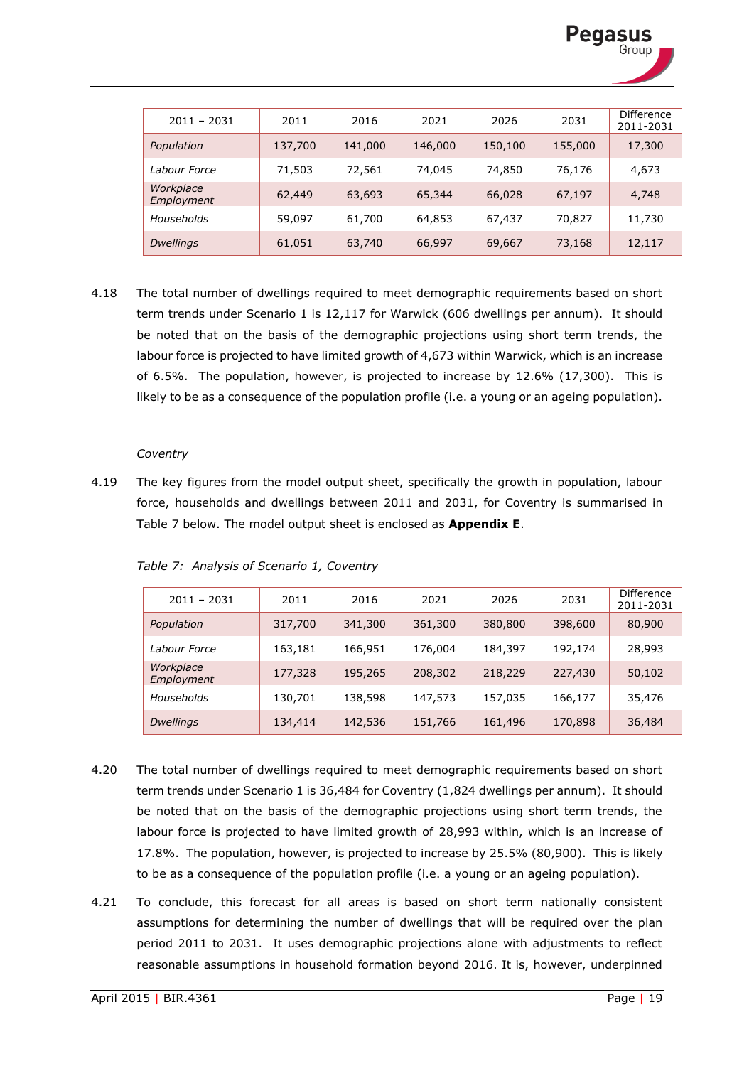| 2011 – 2031 | 2011 | 2016 | 2021 | 2026 | 2031 | Difference 2011-2031 |
|---|---|---|---|---|---|---|
| *Population* | 137,700 | 141,000 | 146,000 | 150,100 | 155,000 | 17,300 |
| *Labour Force* | 71,503 | 72,561 | 74,045 | 74,850 | 76,176 | 4,673 |
| *Workplace Employment* | 62,449 | 63,693 | 65,344 | 66,028 | 67,197 | 4,748 |
| *Households* | 59,097 | 61,700 | 64,853 | 67,437 | 70,827 | 11,730 |
| *Dwellings* | 61,051 | 63,740 | 66,997 | 69,667 | 73,168 | 12,117 |

4.18 The total number of dwellings required to meet demographic requirements based on short term trends under Scenario 1 is 12,117 for Warwick (606 dwellings per annum). It should be noted that on the basis of the demographic projections using short term trends, the labour force is projected to have limited growth of 4,673 within Warwick, which is an increase of 6.5%. The population, however, is projected to increase by 12.6% (17,300). This is likely to be as a consequence of the population profile (i.e. a young or an ageing population).

*Coventry*

4.19 The key figures from the model output sheet, specifically the growth in population, labour force, households and dwellings between 2011 and 2031, for Coventry is summarised in Table 7 below. The model output sheet is enclosed as **Appendix E**.

*Table 7: Analysis of Scenario 1, Coventry*

| 2011 – 2031 | 2011 | 2016 | 2021 | 2026 | 2031 | Difference 2011-2031 |
|---|---|---|---|---|---|---|
| *Population* | 317,700 | 341,300 | 361,300 | 380,800 | 398,600 | 80,900 |
| *Labour Force* | 163,181 | 166,951 | 176,004 | 184,397 | 192,174 | 28,993 |
| *Workplace Employment* | 177,328 | 195,265 | 208,302 | 218,229 | 227,430 | 50,102 |
| *Households* | 130,701 | 138,598 | 147,573 | 157,035 | 166,177 | 35,476 |
| *Dwellings* | 134,414 | 142,536 | 151,766 | 161,496 | 170,898 | 36,484 |

4.20 The total number of dwellings required to meet demographic requirements based on short term trends under Scenario 1 is 36,484 for Coventry (1,824 dwellings per annum). It should be noted that on the basis of the demographic projections using short term trends, the labour force is projected to have limited growth of 28,993 within, which is an increase of 17.8%. The population, however, is projected to increase by 25.5% (80,900). This is likely to be as a consequence of the population profile (i.e. a young or an ageing population).

4.21 To conclude, this forecast for all areas is based on short term nationally consistent assumptions for determining the number of dwellings that will be required over the plan period 2011 to 2031. It uses demographic projections alone with adjustments to reflect reasonable assumptions in household formation beyond 2016. It is, however, underpinned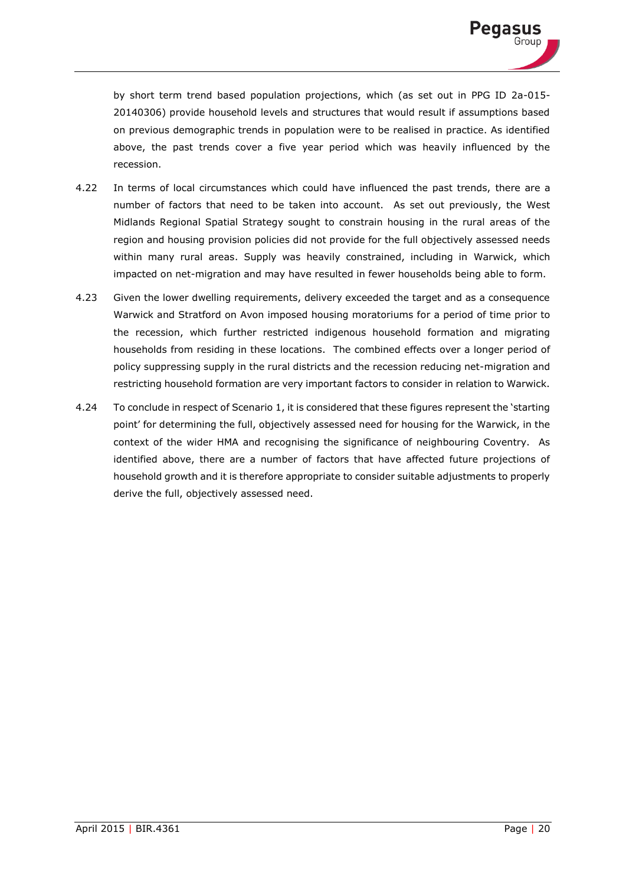by short term trend based population projections, which (as set out in PPG ID 2a-015-20140306) provide household levels and structures that would result if assumptions based on previous demographic trends in population were to be realised in practice. As identified above, the past trends cover a five year period which was heavily influenced by the recession.

4.22 In terms of local circumstances which could have influenced the past trends, there are a number of factors that need to be taken into account. As set out previously, the West Midlands Regional Spatial Strategy sought to constrain housing in the rural areas of the region and housing provision policies did not provide for the full objectively assessed needs within many rural areas. Supply was heavily constrained, including in Warwick, which impacted on net-migration and may have resulted in fewer households being able to form.

4.23 Given the lower dwelling requirements, delivery exceeded the target and as a consequence Warwick and Stratford on Avon imposed housing moratoriums for a period of time prior to the recession, which further restricted indigenous household formation and migrating households from residing in these locations. The combined effects over a longer period of policy suppressing supply in the rural districts and the recession reducing net-migration and restricting household formation are very important factors to consider in relation to Warwick.

4.24 To conclude in respect of Scenario 1, it is considered that these figures represent the 'starting point' for determining the full, objectively assessed need for housing for the Warwick, in the context of the wider HMA and recognising the significance of neighbouring Coventry. As identified above, there are a number of factors that have affected future projections of household growth and it is therefore appropriate to consider suitable adjustments to properly derive the full, objectively assessed need.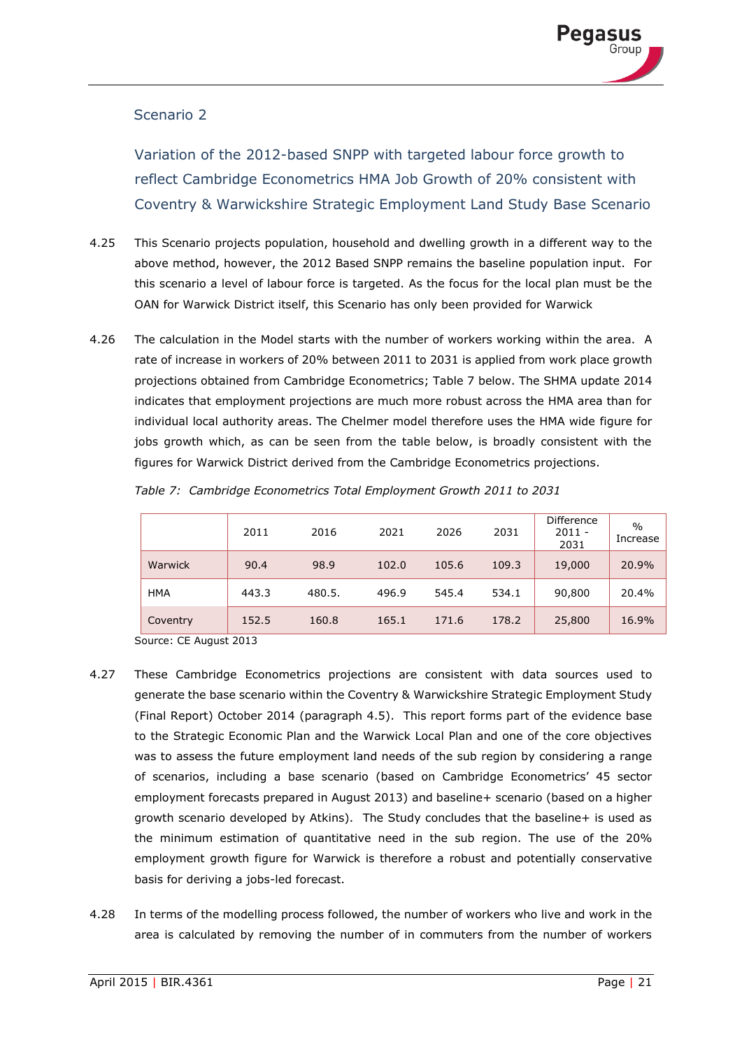### Scenario 2

### Variation of the 2012-based SNPP with targeted labour force growth to reflect Cambridge Econometrics HMA Job Growth of 20% consistent with Coventry & Warwickshire Strategic Employment Land Study Base Scenario

4.25 This Scenario projects population, household and dwelling growth in a different way to the above method, however, the 2012 Based SNPP remains the baseline population input. For this scenario a level of labour force is targeted. As the focus for the local plan must be the OAN for Warwick District itself, this Scenario has only been provided for Warwick

4.26 The calculation in the Model starts with the number of workers working within the area. A rate of increase in workers of 20% between 2011 to 2031 is applied from work place growth projections obtained from Cambridge Econometrics; Table 7 below. The SHMA update 2014 indicates that employment projections are much more robust across the HMA area than for individual local authority areas. The Chelmer model therefore uses the HMA wide figure for jobs growth which, as can be seen from the table below, is broadly consistent with the figures for Warwick District derived from the Cambridge Econometrics projections.

*Table 7: Cambridge Econometrics Total Employment Growth 2011 to 2031*

| | 2011 | 2016 | 2021 | 2026 | 2031 | Difference 2011 - 2031 | % Increase |
|---|---|---|---|---|---|---|---|
| Warwick | 90.4 | 98.9 | 102.0 | 105.6 | 109.3 | 19,000 | 20.9% |
| HMA | 443.3 | 480.5. | 496.9 | 545.4 | 534.1 | 90,800 | 20.4% |
| Coventry | 152.5 | 160.8 | 165.1 | 171.6 | 178.2 | 25,800 | 16.9% |

Source: CE August 2013

4.27 These Cambridge Econometrics projections are consistent with data sources used to generate the base scenario within the Coventry & Warwickshire Strategic Employment Study (Final Report) October 2014 (paragraph 4.5). This report forms part of the evidence base to the Strategic Economic Plan and the Warwick Local Plan and one of the core objectives was to assess the future employment land needs of the sub region by considering a range of scenarios, including a base scenario (based on Cambridge Econometrics' 45 sector employment forecasts prepared in August 2013) and baseline+ scenario (based on a higher growth scenario developed by Atkins). The Study concludes that the baseline+ is used as the minimum estimation of quantitative need in the sub region. The use of the 20% employment growth figure for Warwick is therefore a robust and potentially conservative basis for deriving a jobs-led forecast.

4.28 In terms of the modelling process followed, the number of workers who live and work in the area is calculated by removing the number of in commuters from the number of workers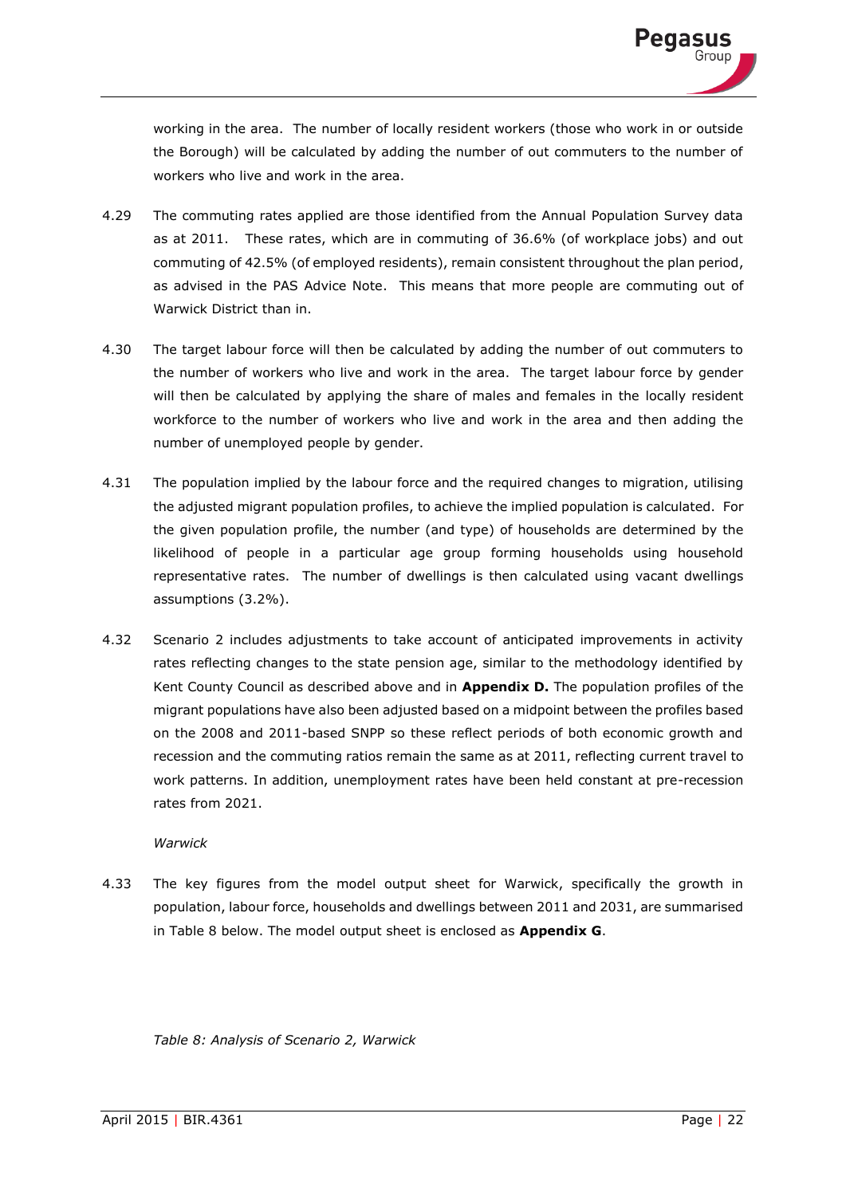working in the area. The number of locally resident workers (those who work in or outside the Borough) will be calculated by adding the number of out commuters to the number of workers who live and work in the area.

4.29 The commuting rates applied are those identified from the Annual Population Survey data as at 2011. These rates, which are in commuting of 36.6% (of workplace jobs) and out commuting of 42.5% (of employed residents), remain consistent throughout the plan period, as advised in the PAS Advice Note. This means that more people are commuting out of Warwick District than in.

4.30 The target labour force will then be calculated by adding the number of out commuters to the number of workers who live and work in the area. The target labour force by gender will then be calculated by applying the share of males and females in the locally resident workforce to the number of workers who live and work in the area and then adding the number of unemployed people by gender.

4.31 The population implied by the labour force and the required changes to migration, utilising the adjusted migrant population profiles, to achieve the implied population is calculated. For the given population profile, the number (and type) of households are determined by the likelihood of people in a particular age group forming households using household representative rates. The number of dwellings is then calculated using vacant dwellings assumptions (3.2%).

4.32 Scenario 2 includes adjustments to take account of anticipated improvements in activity rates reflecting changes to the state pension age, similar to the methodology identified by Kent County Council as described above and in **Appendix D.** The population profiles of the migrant populations have also been adjusted based on a midpoint between the profiles based on the 2008 and 2011-based SNPP so these reflect periods of both economic growth and recession and the commuting ratios remain the same as at 2011, reflecting current travel to work patterns. In addition, unemployment rates have been held constant at pre-recession rates from 2021.

*Warwick*

4.33 The key figures from the model output sheet for Warwick, specifically the growth in population, labour force, households and dwellings between 2011 and 2031, are summarised in Table 8 below. The model output sheet is enclosed as **Appendix G**.

*Table 8: Analysis of Scenario 2, Warwick*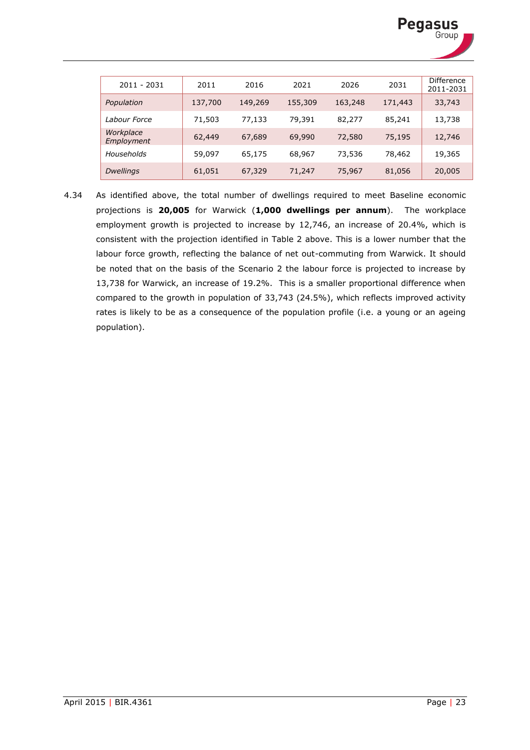| 2011 - 2031 | 2011 | 2016 | 2021 | 2026 | 2031 | Difference 2011-2031 |
|---|---|---|---|---|---|---|
| *Population* | 137,700 | 149,269 | 155,309 | 163,248 | 171,443 | 33,743 |
| *Labour Force* | 71,503 | 77,133 | 79,391 | 82,277 | 85,241 | 13,738 |
| *Workplace Employment* | 62,449 | 67,689 | 69,990 | 72,580 | 75,195 | 12,746 |
| *Households* | 59,097 | 65,175 | 68,967 | 73,536 | 78,462 | 19,365 |
| *Dwellings* | 61,051 | 67,329 | 71,247 | 75,967 | 81,056 | 20,005 |

4.34 As identified above, the total number of dwellings required to meet Baseline economic projections is **20,005** for Warwick (**1,000 dwellings per annum**). The workplace employment growth is projected to increase by 12,746, an increase of 20.4%, which is consistent with the projection identified in Table 2 above. This is a lower number that the labour force growth, reflecting the balance of net out-commuting from Warwick. It should be noted that on the basis of the Scenario 2 the labour force is projected to increase by 13,738 for Warwick, an increase of 19.2%. This is a smaller proportional difference when compared to the growth in population of 33,743 (24.5%), which reflects improved activity rates is likely to be as a consequence of the population profile (i.e. a young or an ageing population).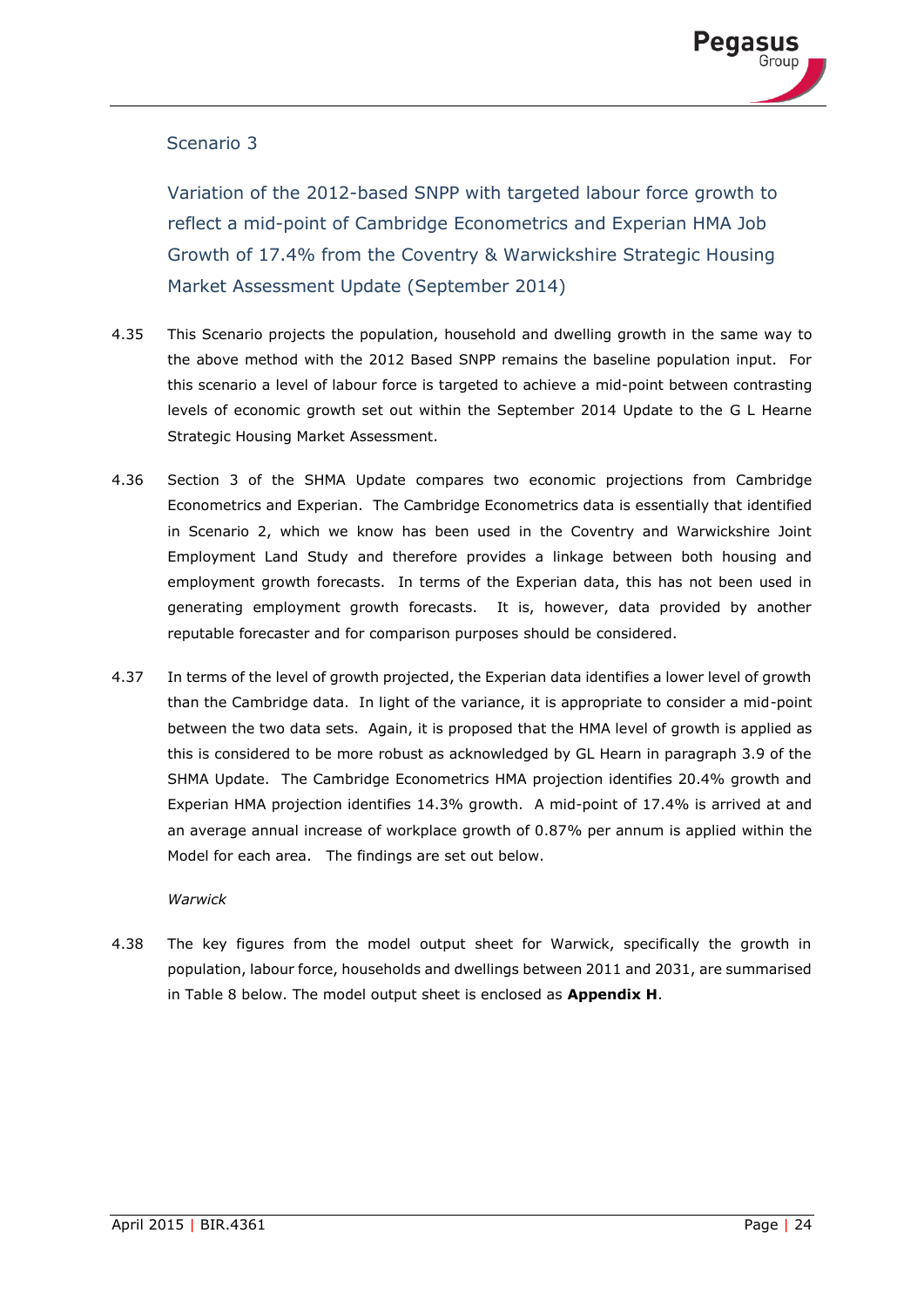## Scenario 3

### Variation of the 2012-based SNPP with targeted labour force growth to reflect a mid-point of Cambridge Econometrics and Experian HMA Job Growth of 17.4% from the Coventry & Warwickshire Strategic Housing Market Assessment Update (September 2014)

4.35 This Scenario projects the population, household and dwelling growth in the same way to the above method with the 2012 Based SNPP remains the baseline population input. For this scenario a level of labour force is targeted to achieve a mid-point between contrasting levels of economic growth set out within the September 2014 Update to the G L Hearne Strategic Housing Market Assessment.

4.36 Section 3 of the SHMA Update compares two economic projections from Cambridge Econometrics and Experian. The Cambridge Econometrics data is essentially that identified in Scenario 2, which we know has been used in the Coventry and Warwickshire Joint Employment Land Study and therefore provides a linkage between both housing and employment growth forecasts. In terms of the Experian data, this has not been used in generating employment growth forecasts. It is, however, data provided by another reputable forecaster and for comparison purposes should be considered.

4.37 In terms of the level of growth projected, the Experian data identifies a lower level of growth than the Cambridge data. In light of the variance, it is appropriate to consider a mid-point between the two data sets. Again, it is proposed that the HMA level of growth is applied as this is considered to be more robust as acknowledged by GL Hearn in paragraph 3.9 of the SHMA Update. The Cambridge Econometrics HMA projection identifies 20.4% growth and Experian HMA projection identifies 14.3% growth. A mid-point of 17.4% is arrived at and an average annual increase of workplace growth of 0.87% per annum is applied within the Model for each area. The findings are set out below.

*Warwick*

4.38 The key figures from the model output sheet for Warwick, specifically the growth in population, labour force, households and dwellings between 2011 and 2031, are summarised in Table 8 below. The model output sheet is enclosed as **Appendix H**.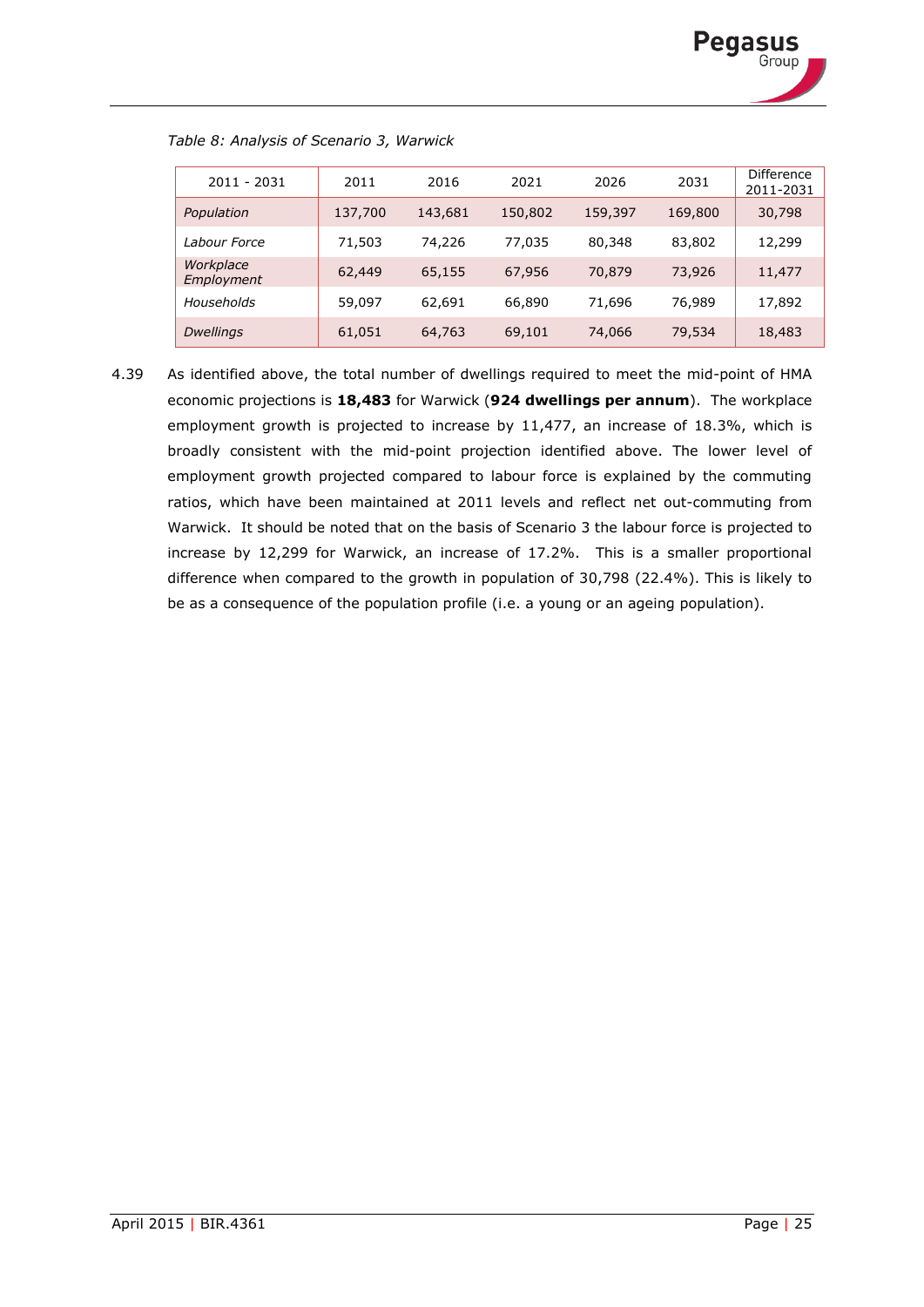*Table 8: Analysis of Scenario 3, Warwick*

| 2011 - 2031 | 2011 | 2016 | 2021 | 2026 | 2031 | Difference 2011-2031 |
|---|---|---|---|---|---|---|
| *Population* | 137,700 | 143,681 | 150,802 | 159,397 | 169,800 | 30,798 |
| *Labour Force* | 71,503 | 74,226 | 77,035 | 80,348 | 83,802 | 12,299 |
| *Workplace Employment* | 62,449 | 65,155 | 67,956 | 70,879 | 73,926 | 11,477 |
| *Households* | 59,097 | 62,691 | 66,890 | 71,696 | 76,989 | 17,892 |
| *Dwellings* | 61,051 | 64,763 | 69,101 | 74,066 | 79,534 | 18,483 |

4.39 As identified above, the total number of dwellings required to meet the mid-point of HMA economic projections is **18,483** for Warwick (**924 dwellings per annum**). The workplace employment growth is projected to increase by 11,477, an increase of 18.3%, which is broadly consistent with the mid-point projection identified above. The lower level of employment growth projected compared to labour force is explained by the commuting ratios, which have been maintained at 2011 levels and reflect net out-commuting from Warwick. It should be noted that on the basis of Scenario 3 the labour force is projected to increase by 12,299 for Warwick, an increase of 17.2%. This is a smaller proportional difference when compared to the growth in population of 30,798 (22.4%). This is likely to be as a consequence of the population profile (i.e. a young or an ageing population).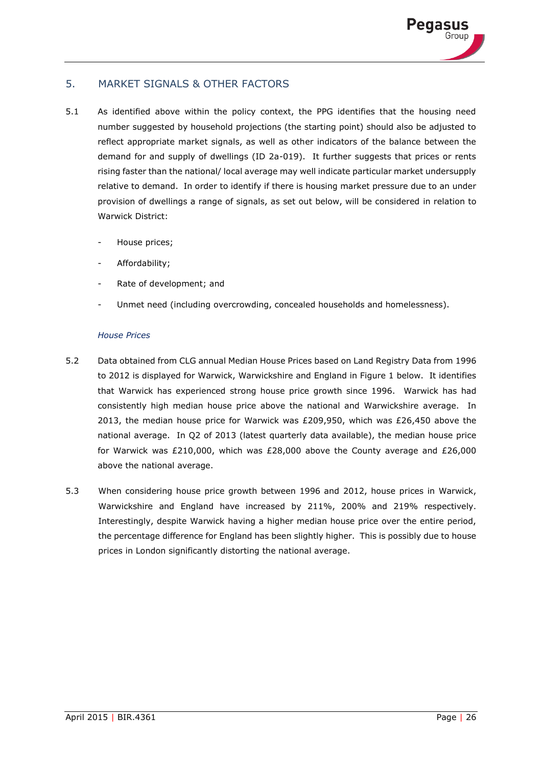## 5. MARKET SIGNALS & OTHER FACTORS

5.1 As identified above within the policy context, the PPG identifies that the housing need number suggested by household projections (the starting point) should also be adjusted to reflect appropriate market signals, as well as other indicators of the balance between the demand for and supply of dwellings (ID 2a-019). It further suggests that prices or rents rising faster than the national/ local average may well indicate particular market undersupply relative to demand. In order to identify if there is housing market pressure due to an under provision of dwellings a range of signals, as set out below, will be considered in relation to Warwick District:

- House prices;
- Affordability;
- Rate of development; and
- Unmet need (including overcrowding, concealed households and homelessness).

*House Prices*

5.2 Data obtained from CLG annual Median House Prices based on Land Registry Data from 1996 to 2012 is displayed for Warwick, Warwickshire and England in Figure 1 below. It identifies that Warwick has experienced strong house price growth since 1996. Warwick has had consistently high median house price above the national and Warwickshire average. In 2013, the median house price for Warwick was £209,950, which was £26,450 above the national average. In Q2 of 2013 (latest quarterly data available), the median house price for Warwick was £210,000, which was £28,000 above the County average and £26,000 above the national average.

5.3 When considering house price growth between 1996 and 2012, house prices in Warwick, Warwickshire and England have increased by 211%, 200% and 219% respectively. Interestingly, despite Warwick having a higher median house price over the entire period, the percentage difference for England has been slightly higher. This is possibly due to house prices in London significantly distorting the national average.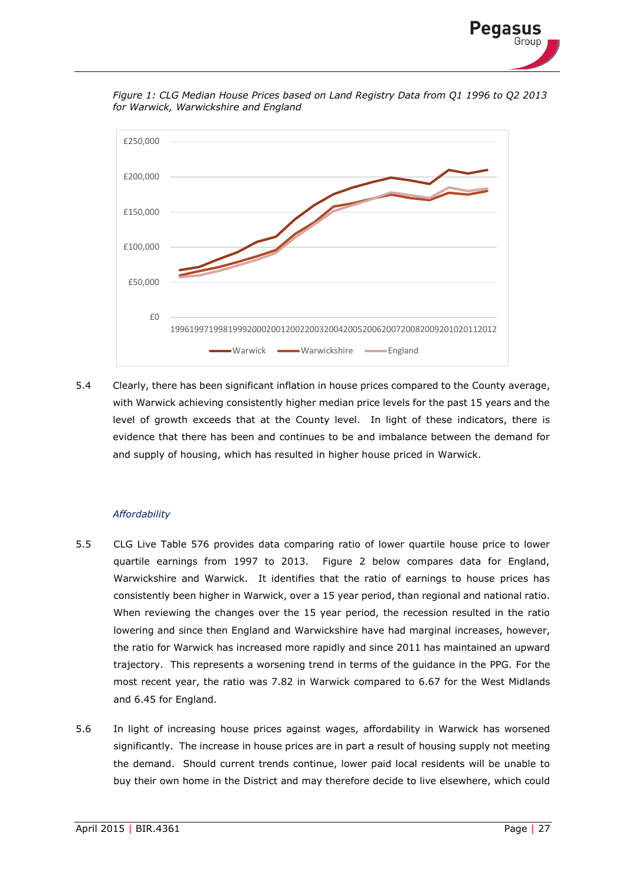*Figure 1: CLG Median House Prices based on Land Registry Data from Q1 1996 to Q2 2013 for Warwick, Warwickshire and England*

5.4 Clearly, there has been significant inflation in house prices compared to the County average, with Warwick achieving consistently higher median price levels for the past 15 years and the level of growth exceeds that at the County level. In light of these indicators, there is evidence that there has been and continues to be and imbalance between the demand for and supply of housing, which has resulted in higher house priced in Warwick.

### *Affordability*

5.5 CLG Live Table 576 provides data comparing ratio of lower quartile house price to lower quartile earnings from 1997 to 2013. Figure 2 below compares data for England, Warwickshire and Warwick. It identifies that the ratio of earnings to house prices has consistently been higher in Warwick, over a 15 year period, than regional and national ratio. When reviewing the changes over the 15 year period, the recession resulted in the ratio lowering and since then England and Warwickshire have had marginal increases, however, the ratio for Warwick has increased more rapidly and since 2011 has maintained an upward trajectory. This represents a worsening trend in terms of the guidance in the PPG. For the most recent year, the ratio was 7.82 in Warwick compared to 6.67 for the West Midlands and 6.45 for England.

5.6 In light of increasing house prices against wages, affordability in Warwick has worsened significantly. The increase in house prices are in part a result of housing supply not meeting the demand. Should current trends continue, lower paid local residents will be unable to buy their own home in the District and may therefore decide to live elsewhere, which could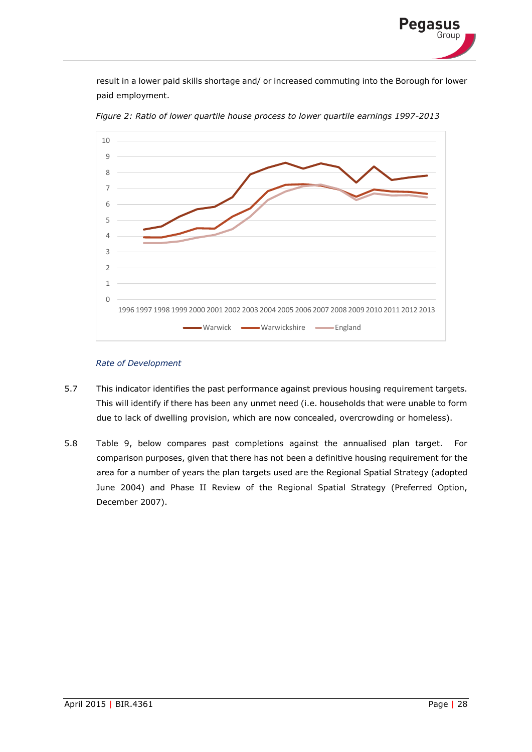result in a lower paid skills shortage and/ or increased commuting into the Borough for lower paid employment.

*Figure 2: Ratio of lower quartile house process to lower quartile earnings 1997-2013*

*Rate of Development*

5.7 This indicator identifies the past performance against previous housing requirement targets. This will identify if there has been any unmet need (i.e. households that were unable to form due to lack of dwelling provision, which are now concealed, overcrowding or homeless).

5.8 Table 9, below compares past completions against the annualised plan target. For comparison purposes, given that there has not been a definitive housing requirement for the area for a number of years the plan targets used are the Regional Spatial Strategy (adopted June 2004) and Phase II Review of the Regional Spatial Strategy (Preferred Option, December 2007).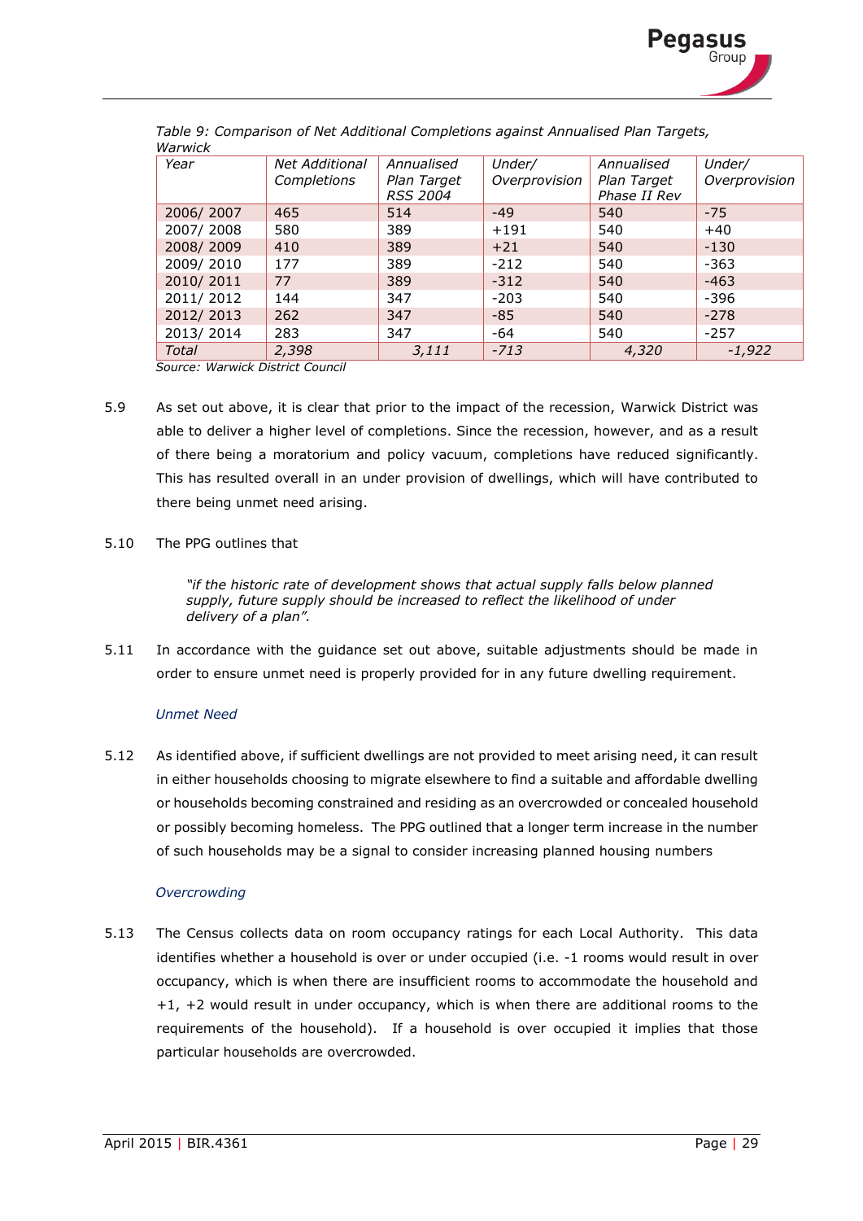*Table 9: Comparison of Net Additional Completions against Annualised Plan Targets, Warwick*

| *Year* | *Net Additional Completions* | *Annualised Plan Target RSS 2004* | *Under/ Overprovision* | *Annualised Plan Target Phase II Rev* | *Under/ Overprovision* |
|---|---|---|---|---|---|
| 2006/ 2007 | 465 | 514 | -49 | 540 | -75 |
| 2007/ 2008 | 580 | 389 | +191 | 540 | +40 |
| 2008/ 2009 | 410 | 389 | +21 | 540 | -130 |
| 2009/ 2010 | 177 | 389 | -212 | 540 | -363 |
| 2010/ 2011 | 77 | 389 | -312 | 540 | -463 |
| 2011/ 2012 | 144 | 347 | -203 | 540 | -396 |
| 2012/ 2013 | 262 | 347 | -85 | 540 | -278 |
| 2013/ 2014 | 283 | 347 | -64 | 540 | -257 |
| *Total* | *2,398* | *3,111* | *-713* | *4,320* | *-1,922* |

*Source: Warwick District Council*

5.9 As set out above, it is clear that prior to the impact of the recession, Warwick District was able to deliver a higher level of completions. Since the recession, however, and as a result of there being a moratorium and policy vacuum, completions have reduced significantly. This has resulted overall in an under provision of dwellings, which will have contributed to there being unmet need arising.

5.10 The PPG outlines that

> *"if the historic rate of development shows that actual supply falls below planned supply, future supply should be increased to reflect the likelihood of under delivery of a plan".*

5.11 In accordance with the guidance set out above, suitable adjustments should be made in order to ensure unmet need is properly provided for in any future dwelling requirement.

*Unmet Need*

5.12 As identified above, if sufficient dwellings are not provided to meet arising need, it can result in either households choosing to migrate elsewhere to find a suitable and affordable dwelling or households becoming constrained and residing as an overcrowded or concealed household or possibly becoming homeless. The PPG outlined that a longer term increase in the number of such households may be a signal to consider increasing planned housing numbers

*Overcrowding*

5.13 The Census collects data on room occupancy ratings for each Local Authority. This data identifies whether a household is over or under occupied (i.e. -1 rooms would result in over occupancy, which is when there are insufficient rooms to accommodate the household and +1, +2 would result in under occupancy, which is when there are additional rooms to the requirements of the household). If a household is over occupied it implies that those particular households are overcrowded.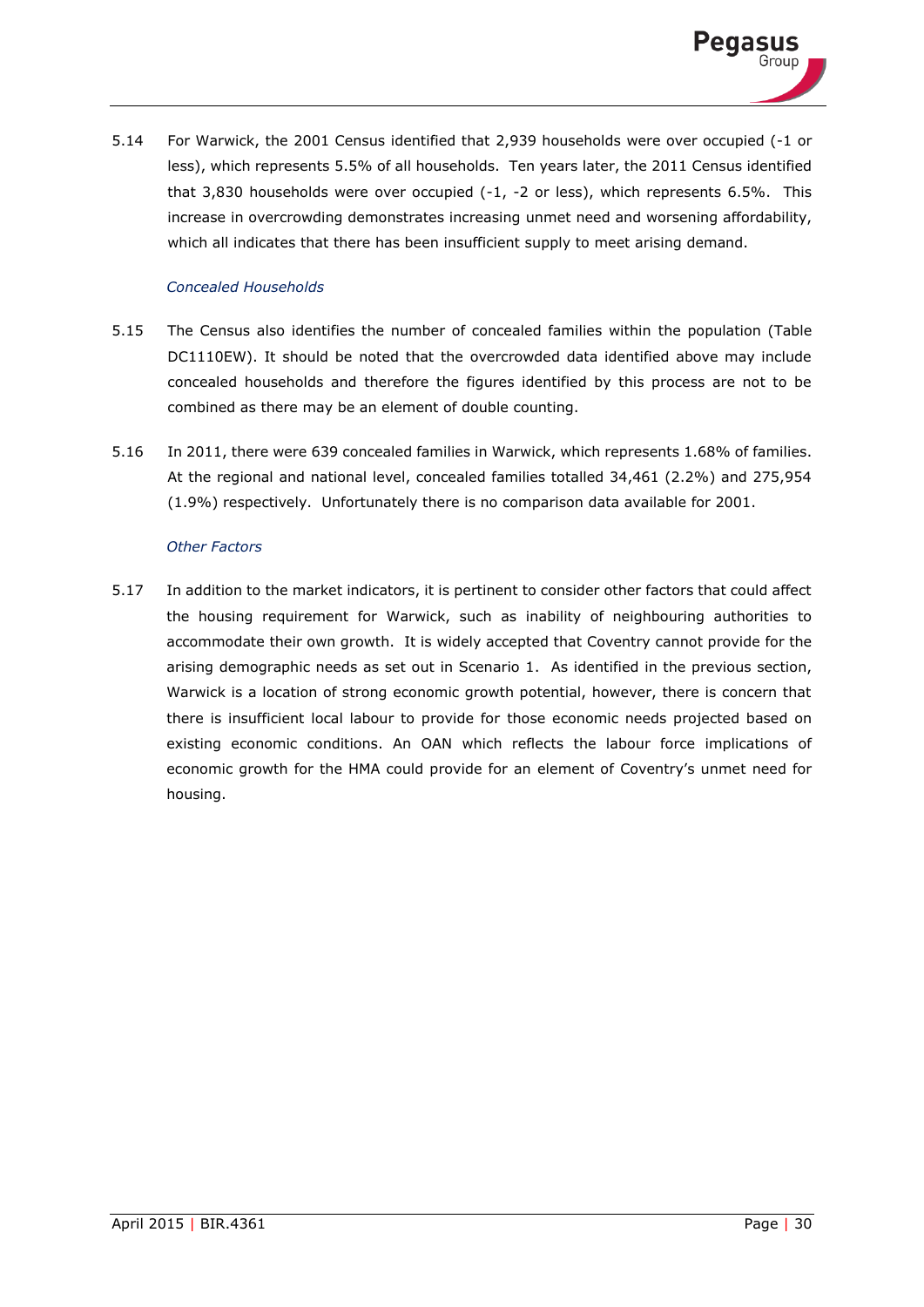5.14 For Warwick, the 2001 Census identified that 2,939 households were over occupied (-1 or less), which represents 5.5% of all households. Ten years later, the 2011 Census identified that 3,830 households were over occupied (-1, -2 or less), which represents 6.5%. This increase in overcrowding demonstrates increasing unmet need and worsening affordability, which all indicates that there has been insufficient supply to meet arising demand.

*Concealed Households*

5.15 The Census also identifies the number of concealed families within the population (Table DC1110EW). It should be noted that the overcrowded data identified above may include concealed households and therefore the figures identified by this process are not to be combined as there may be an element of double counting.

5.16 In 2011, there were 639 concealed families in Warwick, which represents 1.68% of families. At the regional and national level, concealed families totalled 34,461 (2.2%) and 275,954 (1.9%) respectively. Unfortunately there is no comparison data available for 2001.

*Other Factors*

5.17 In addition to the market indicators, it is pertinent to consider other factors that could affect the housing requirement for Warwick, such as inability of neighbouring authorities to accommodate their own growth. It is widely accepted that Coventry cannot provide for the arising demographic needs as set out in Scenario 1. As identified in the previous section, Warwick is a location of strong economic growth potential, however, there is concern that there is insufficient local labour to provide for those economic needs projected based on existing economic conditions. An OAN which reflects the labour force implications of economic growth for the HMA could provide for an element of Coventry's unmet need for housing.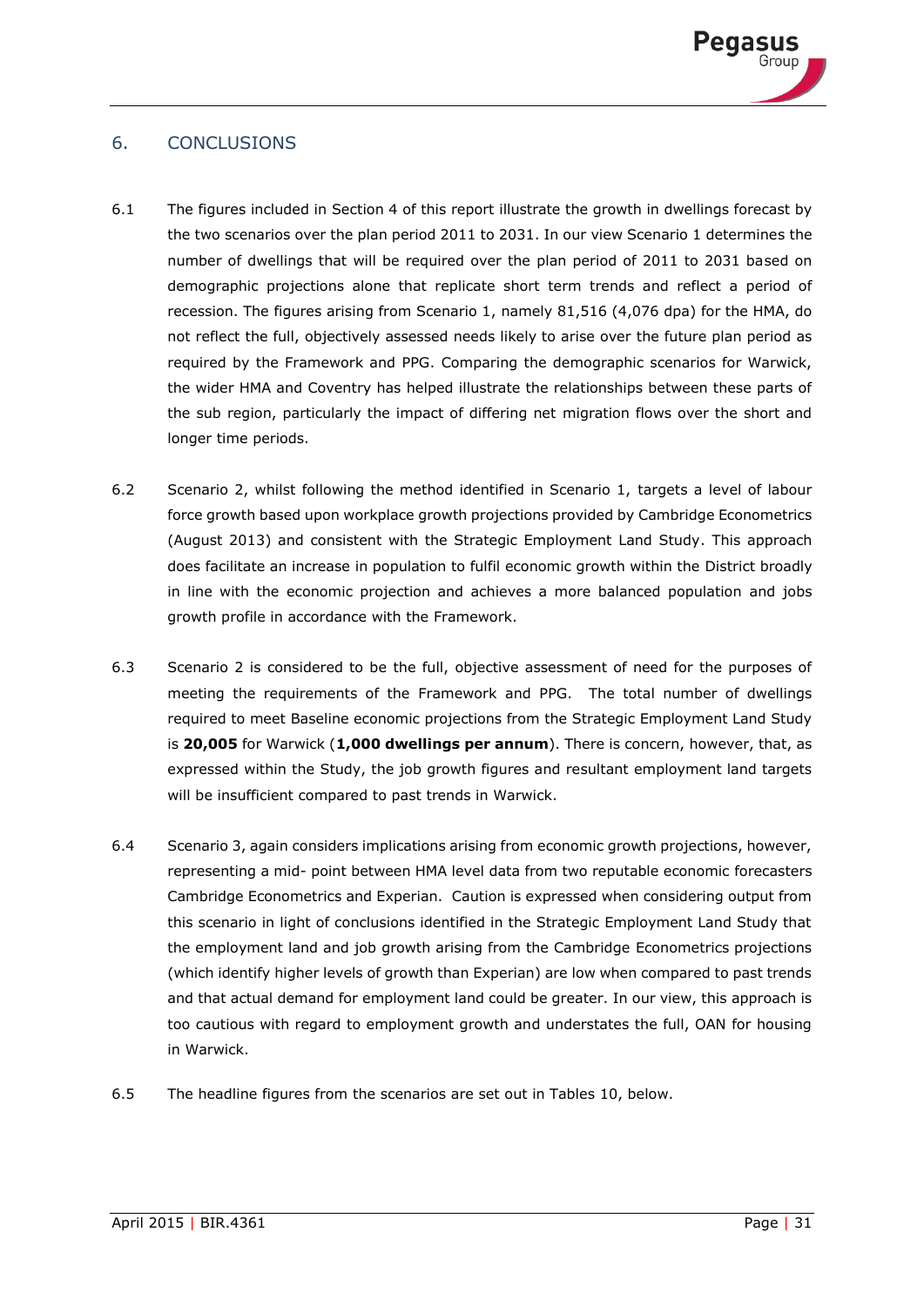## 6. CONCLUSIONS

6.1 The figures included in Section 4 of this report illustrate the growth in dwellings forecast by the two scenarios over the plan period 2011 to 2031. In our view Scenario 1 determines the number of dwellings that will be required over the plan period of 2011 to 2031 based on demographic projections alone that replicate short term trends and reflect a period of recession. The figures arising from Scenario 1, namely 81,516 (4,076 dpa) for the HMA, do not reflect the full, objectively assessed needs likely to arise over the future plan period as required by the Framework and PPG. Comparing the demographic scenarios for Warwick, the wider HMA and Coventry has helped illustrate the relationships between these parts of the sub region, particularly the impact of differing net migration flows over the short and longer time periods.

6.2 Scenario 2, whilst following the method identified in Scenario 1, targets a level of labour force growth based upon workplace growth projections provided by Cambridge Econometrics (August 2013) and consistent with the Strategic Employment Land Study. This approach does facilitate an increase in population to fulfil economic growth within the District broadly in line with the economic projection and achieves a more balanced population and jobs growth profile in accordance with the Framework.

6.3 Scenario 2 is considered to be the full, objective assessment of need for the purposes of meeting the requirements of the Framework and PPG. The total number of dwellings required to meet Baseline economic projections from the Strategic Employment Land Study is **20,005** for Warwick (**1,000 dwellings per annum**). There is concern, however, that, as expressed within the Study, the job growth figures and resultant employment land targets will be insufficient compared to past trends in Warwick.

6.4 Scenario 3, again considers implications arising from economic growth projections, however, representing a mid- point between HMA level data from two reputable economic forecasters Cambridge Econometrics and Experian. Caution is expressed when considering output from this scenario in light of conclusions identified in the Strategic Employment Land Study that the employment land and job growth arising from the Cambridge Econometrics projections (which identify higher levels of growth than Experian) are low when compared to past trends and that actual demand for employment land could be greater. In our view, this approach is too cautious with regard to employment growth and understates the full, OAN for housing in Warwick.

6.5 The headline figures from the scenarios are set out in Tables 10, below.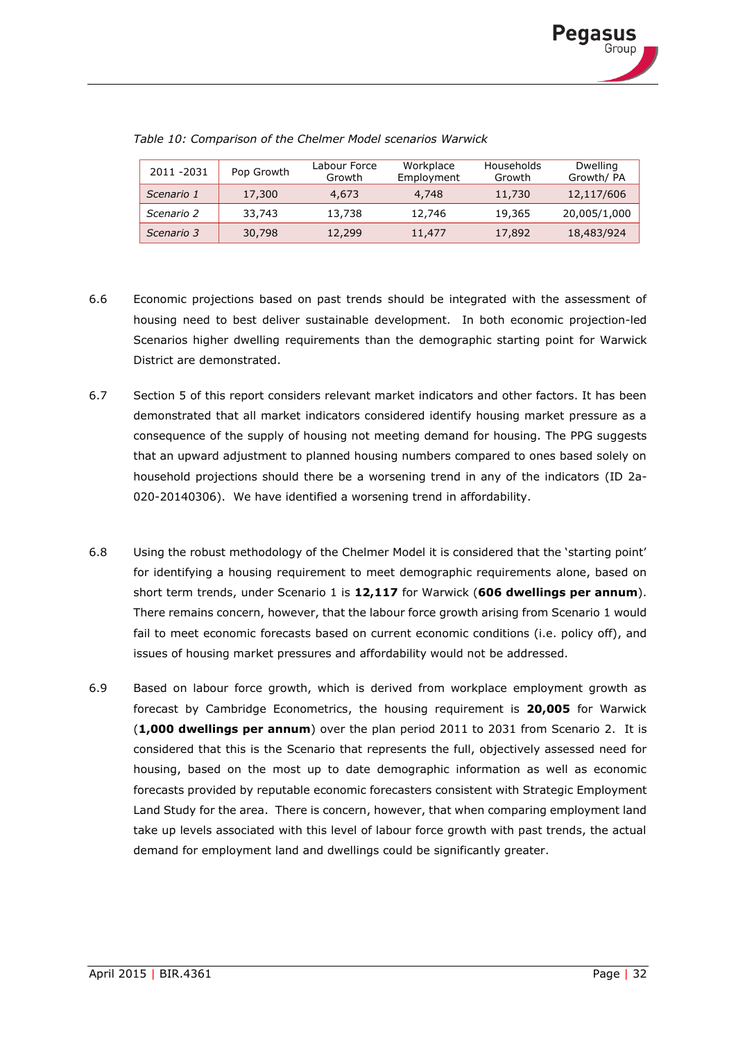*Table 10: Comparison of the Chelmer Model scenarios Warwick*

| 2011 -2031 | Pop Growth | Labour Force Growth | Workplace Employment | Households Growth | Dwelling Growth/ PA |
|---|---|---|---|---|---|
| *Scenario 1* | 17,300 | 4,673 | 4,748 | 11,730 | 12,117/606 |
| *Scenario 2* | 33,743 | 13,738 | 12,746 | 19,365 | 20,005/1,000 |
| *Scenario 3* | 30,798 | 12,299 | 11,477 | 17,892 | 18,483/924 |

6.6 Economic projections based on past trends should be integrated with the assessment of housing need to best deliver sustainable development. In both economic projection-led Scenarios higher dwelling requirements than the demographic starting point for Warwick District are demonstrated.

6.7 Section 5 of this report considers relevant market indicators and other factors. It has been demonstrated that all market indicators considered identify housing market pressure as a consequence of the supply of housing not meeting demand for housing. The PPG suggests that an upward adjustment to planned housing numbers compared to ones based solely on household projections should there be a worsening trend in any of the indicators (ID 2a-020-20140306). We have identified a worsening trend in affordability.

6.8 Using the robust methodology of the Chelmer Model it is considered that the 'starting point' for identifying a housing requirement to meet demographic requirements alone, based on short term trends, under Scenario 1 is **12,117** for Warwick (**606 dwellings per annum**). There remains concern, however, that the labour force growth arising from Scenario 1 would fail to meet economic forecasts based on current economic conditions (i.e. policy off), and issues of housing market pressures and affordability would not be addressed.

6.9 Based on labour force growth, which is derived from workplace employment growth as forecast by Cambridge Econometrics, the housing requirement is **20,005** for Warwick (**1,000 dwellings per annum**) over the plan period 2011 to 2031 from Scenario 2. It is considered that this is the Scenario that represents the full, objectively assessed need for housing, based on the most up to date demographic information as well as economic forecasts provided by reputable economic forecasters consistent with Strategic Employment Land Study for the area. There is concern, however, that when comparing employment land take up levels associated with this level of labour force growth with past trends, the actual demand for employment land and dwellings could be significantly greater.